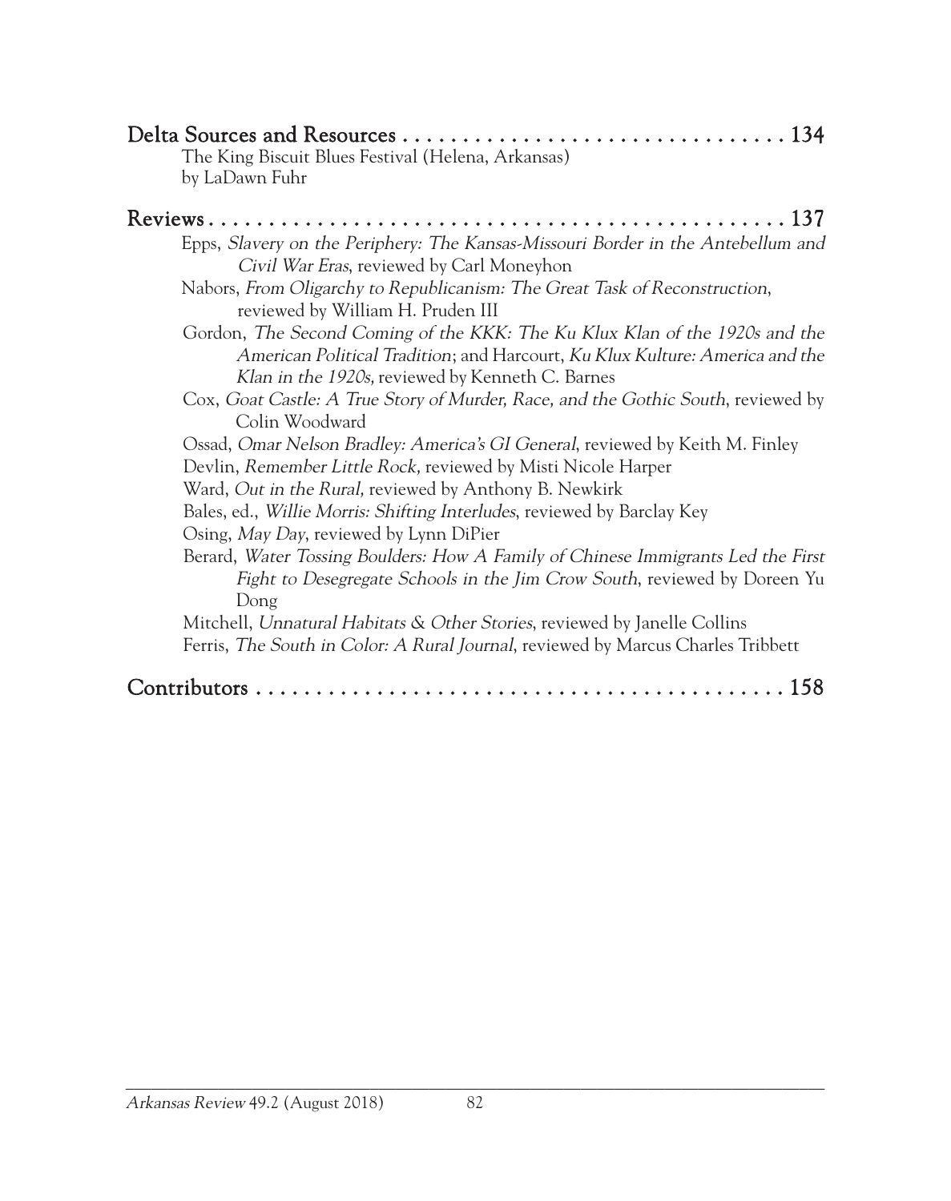## Delta Sources and Resources . . . . . . . . . . . . . . . . . . . . . . . . . . . . . . . . 134

The King Biscuit Blues Festival (Helena, Arkansas)
by LaDawn Fuhr

## Reviews . . . . . . . . . . . . . . . . . . . . . . . . . . . . . . . . . . . . . . . . . . . . . 137

Epps, *Slavery on the Periphery: The Kansas-Missouri Border in the Antebellum and Civil War Eras*, reviewed by Carl Moneyhon

Nabors, *From Oligarchy to Republicanism: The Great Task of Reconstruction*, reviewed by William H. Pruden III

Gordon, *The Second Coming of the KKK: The Ku Klux Klan of the 1920s and the American Political Tradition*; and Harcourt, *Ku Klux Kulture: America and the Klan in the 1920s,* reviewed by Kenneth C. Barnes

Cox, *Goat Castle: A True Story of Murder, Race, and the Gothic South*, reviewed by Colin Woodward

Ossad, *Omar Nelson Bradley: America's GI General*, reviewed by Keith M. Finley

Devlin, *Remember Little Rock,* reviewed by Misti Nicole Harper

Ward, *Out in the Rural,* reviewed by Anthony B. Newkirk

Bales, ed., *Willie Morris: Shifting Interludes*, reviewed by Barclay Key

Osing, *May Day*, reviewed by Lynn DiPier

Berard, *Water Tossing Boulders: How A Family of Chinese Immigrants Led the First Fight to Desegregate Schools in the Jim Crow South*, reviewed by Doreen Yu Dong

Mitchell, *Unnatural Habitats & Other Stories*, reviewed by Janelle Collins

Ferris, *The South in Color: A Rural Journal*, reviewed by Marcus Charles Tribbett

## Contributors . . . . . . . . . . . . . . . . . . . . . . . . . . . . . . . . . . . . . . . . . . . 158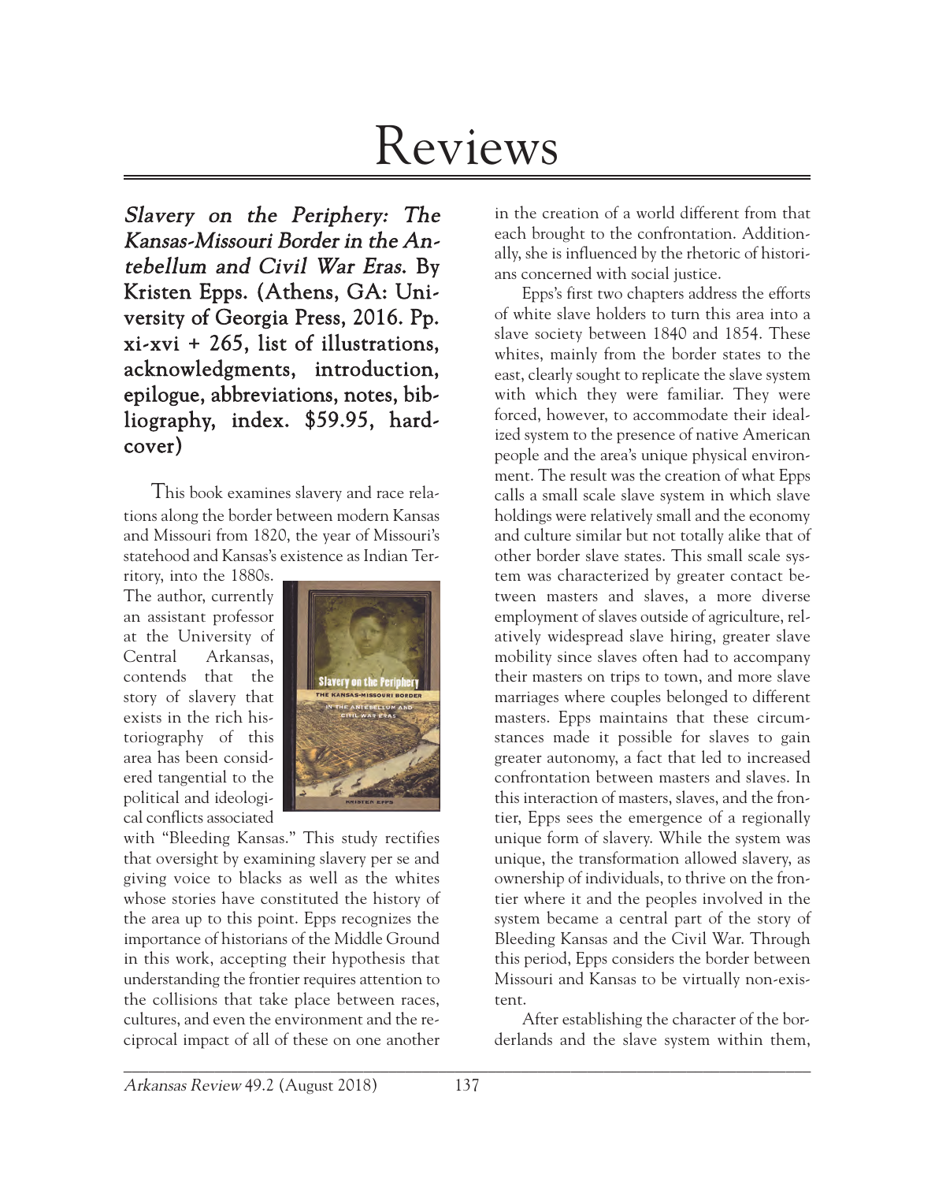# Reviews

***Slavery on the Periphery: The Kansas-Missouri Border in the Antebellum and Civil War Eras.* By Kristen Epps. (Athens, GA: University of Georgia Press, 2016. Pp. xi-xvi + 265, list of illustrations, acknowledgments, introduction, epilogue, abbreviations, notes, bibliography, index. $59.95, hardcover)**

This book examines slavery and race relations along the border between modern Kansas and Missouri from 1820, the year of Missouri's statehood and Kansas's existence as Indian Territory, into the 1880s. The author, currently an assistant professor at the University of Central Arkansas, contends that the story of slavery that exists in the rich historiography of this area has been considered tangential to the political and ideological conflicts associated with "Bleeding Kansas." This study rectifies that oversight by examining slavery per se and giving voice to blacks as well as the whites whose stories have constituted the history of the area up to this point. Epps recognizes the importance of historians of the Middle Ground in this work, accepting their hypothesis that understanding the frontier requires attention to the collisions that take place between races, cultures, and even the environment and the reciprocal impact of all of these on one another in the creation of a world different from that each brought to the confrontation. Additionally, she is influenced by the rhetoric of historians concerned with social justice.

Epps's first two chapters address the efforts of white slave holders to turn this area into a slave society between 1840 and 1854. These whites, mainly from the border states to the east, clearly sought to replicate the slave system with which they were familiar. They were forced, however, to accommodate their idealized system to the presence of native American people and the area's unique physical environment. The result was the creation of what Epps calls a small scale slave system in which slave holdings were relatively small and the economy and culture similar but not totally alike that of other border slave states. This small scale system was characterized by greater contact between masters and slaves, a more diverse employment of slaves outside of agriculture, relatively widespread slave hiring, greater slave mobility since slaves often had to accompany their masters on trips to town, and more slave marriages where couples belonged to different masters. Epps maintains that these circumstances made it possible for slaves to gain greater autonomy, a fact that led to increased confrontation between masters and slaves. In this interaction of masters, slaves, and the frontier, Epps sees the emergence of a regionally unique form of slavery. While the system was unique, the transformation allowed slavery, as ownership of individuals, to thrive on the frontier where it and the peoples involved in the system became a central part of the story of Bleeding Kansas and the Civil War. Through this period, Epps considers the border between Missouri and Kansas to be virtually non-existent.

After establishing the character of the borderlands and the slave system within them,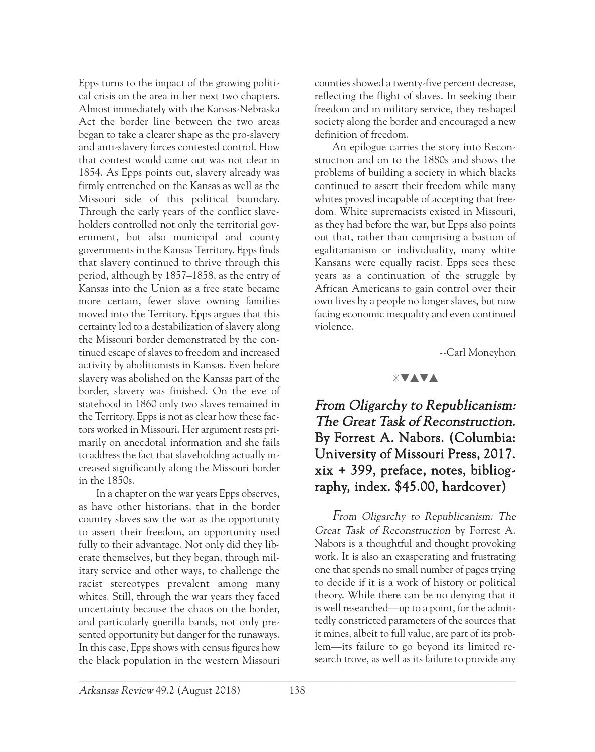Epps turns to the impact of the growing political crisis on the area in her next two chapters. Almost immediately with the Kansas-Nebraska Act the border line between the two areas began to take a clearer shape as the pro-slavery and anti-slavery forces contested control. How that contest would come out was not clear in 1854. As Epps points out, slavery already was firmly entrenched on the Kansas as well as the Missouri side of this political boundary. Through the early years of the conflict slaveholders controlled not only the territorial government, but also municipal and county governments in the Kansas Territory. Epps finds that slavery continued to thrive through this period, although by 1857–1858, as the entry of Kansas into the Union as a free state became more certain, fewer slave owning families moved into the Territory. Epps argues that this certainty led to a destabilization of slavery along the Missouri border demonstrated by the continued escape of slaves to freedom and increased activity by abolitionists in Kansas. Even before slavery was abolished on the Kansas part of the border, slavery was finished. On the eve of statehood in 1860 only two slaves remained in the Territory. Epps is not as clear how these factors worked in Missouri. Her argument rests primarily on anecdotal information and she fails to address the fact that slaveholding actually increased significantly along the Missouri border in the 1850s.

In a chapter on the war years Epps observes, as have other historians, that in the border country slaves saw the war as the opportunity to assert their freedom, an opportunity used fully to their advantage. Not only did they liberate themselves, but they began, through military service and other ways, to challenge the racist stereotypes prevalent among many whites. Still, through the war years they faced uncertainty because the chaos on the border, and particularly guerilla bands, not only presented opportunity but danger for the runaways. In this case, Epps shows with census figures how the black population in the western Missouri counties showed a twenty-five percent decrease, reflecting the flight of slaves. In seeking their freedom and in military service, they reshaped society along the border and encouraged a new definition of freedom.

An epilogue carries the story into Reconstruction and on to the 1880s and shows the problems of building a society in which blacks continued to assert their freedom while many whites proved incapable of accepting that freedom. White supremacists existed in Missouri, as they had before the war, but Epps also points out that, rather than comprising a bastion of egalitarianism or individuality, many white Kansans were equally racist. Epps sees these years as a continuation of the struggle by African Americans to gain control over their own lives by a people no longer slaves, but now facing economic inequality and even continued violence.

--Carl Moneyhon

✳▼▲▼▲

## *From Oligarchy to Republicanism: The Great Task of Reconstruction.* By Forrest A. Nabors. (Columbia: University of Missouri Press, 2017. xix + 399, preface, notes, bibliography, index. $45.00, hardcover)

*From Oligarchy to Republicanism: The Great Task of Reconstruction* by Forrest A. Nabors is a thoughtful and thought provoking work. It is also an exasperating and frustrating one that spends no small number of pages trying to decide if it is a work of history or political theory. While there can be no denying that it is well researched—up to a point, for the admittedly constricted parameters of the sources that it mines, albeit to full value, are part of its problem—its failure to go beyond its limited research trove, as well as its failure to provide any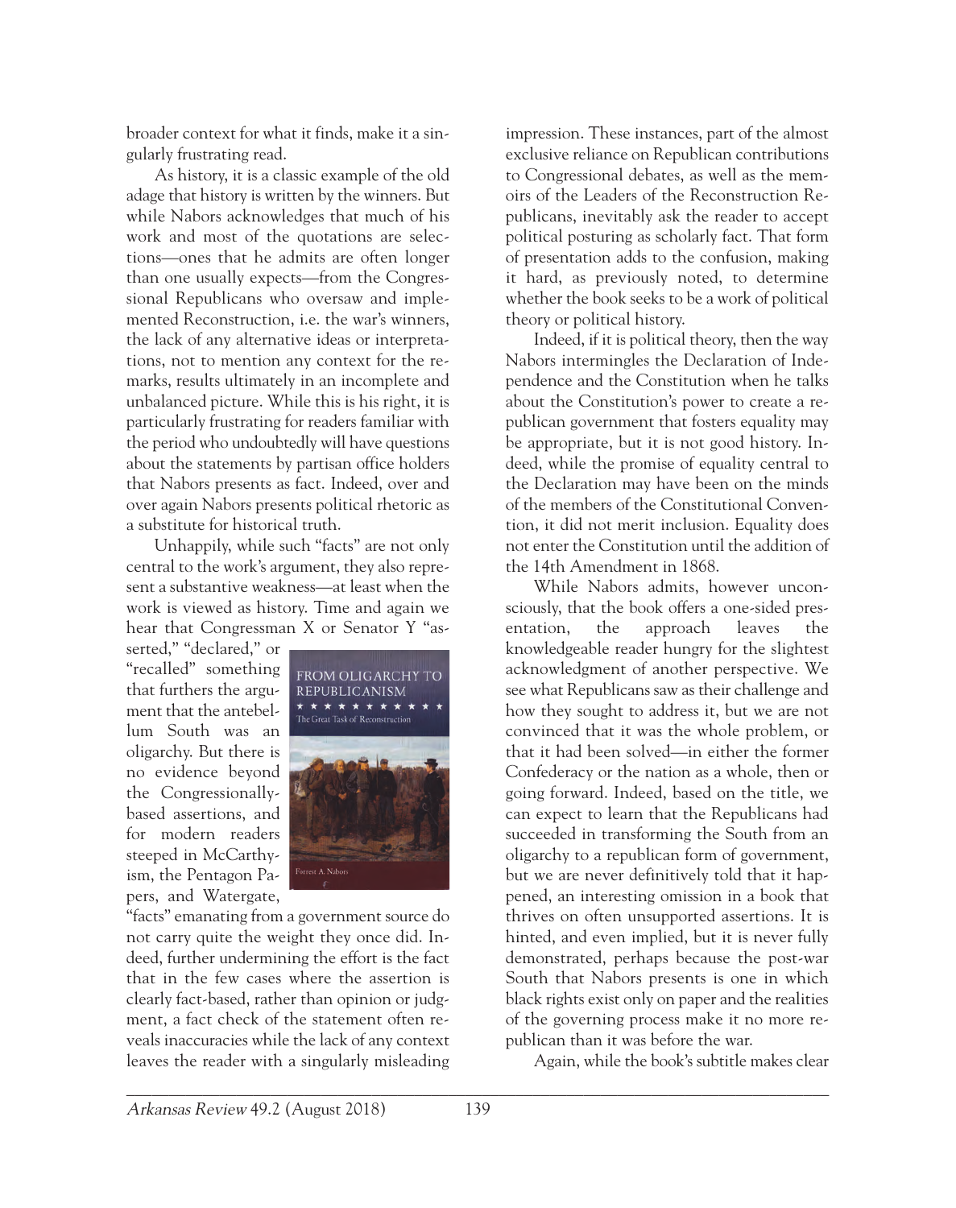broader context for what it finds, make it a singularly frustrating read.

As history, it is a classic example of the old adage that history is written by the winners. But while Nabors acknowledges that much of his work and most of the quotations are selections—ones that he admits are often longer than one usually expects—from the Congressional Republicans who oversaw and implemented Reconstruction, i.e. the war's winners, the lack of any alternative ideas or interpretations, not to mention any context for the remarks, results ultimately in an incomplete and unbalanced picture. While this is his right, it is particularly frustrating for readers familiar with the period who undoubtedly will have questions about the statements by partisan office holders that Nabors presents as fact. Indeed, over and over again Nabors presents political rhetoric as a substitute for historical truth.

Unhappily, while such "facts" are not only central to the work's argument, they also represent a substantive weakness—at least when the work is viewed as history. Time and again we hear that Congressman X or Senator Y "asserted," "declared," or "recalled" something that furthers the argument that the antebellum South was an oligarchy. But there is no evidence beyond the Congressionally-based assertions, and for modern readers steeped in McCarthyism, the Pentagon Papers, and Watergate, "facts" emanating from a government source do not carry quite the weight they once did. Indeed, further undermining the effort is the fact that in the few cases where the assertion is clearly fact-based, rather than opinion or judgment, a fact check of the statement often reveals inaccuracies while the lack of any context leaves the reader with a singularly misleading impression. These instances, part of the almost exclusive reliance on Republican contributions to Congressional debates, as well as the memoirs of the Leaders of the Reconstruction Republicans, inevitably ask the reader to accept political posturing as scholarly fact. That form of presentation adds to the confusion, making it hard, as previously noted, to determine whether the book seeks to be a work of political theory or political history.

Indeed, if it is political theory, then the way Nabors intermingles the Declaration of Independence and the Constitution when he talks about the Constitution's power to create a republican government that fosters equality may be appropriate, but it is not good history. Indeed, while the promise of equality central to the Declaration may have been on the minds of the members of the Constitutional Convention, it did not merit inclusion. Equality does not enter the Constitution until the addition of the 14th Amendment in 1868.

While Nabors admits, however unconsciously, that the book offers a one-sided presentation, the approach leaves the knowledgeable reader hungry for the slightest acknowledgment of another perspective. We see what Republicans saw as their challenge and how they sought to address it, but we are not convinced that it was the whole problem, or that it had been solved—in either the former Confederacy or the nation as a whole, then or going forward. Indeed, based on the title, we can expect to learn that the Republicans had succeeded in transforming the South from an oligarchy to a republican form of government, but we are never definitively told that it happened, an interesting omission in a book that thrives on often unsupported assertions. It is hinted, and even implied, but it is never fully demonstrated, perhaps because the post-war South that Nabors presents is one in which black rights exist only on paper and the realities of the governing process make it no more republican than it was before the war.

Again, while the book's subtitle makes clear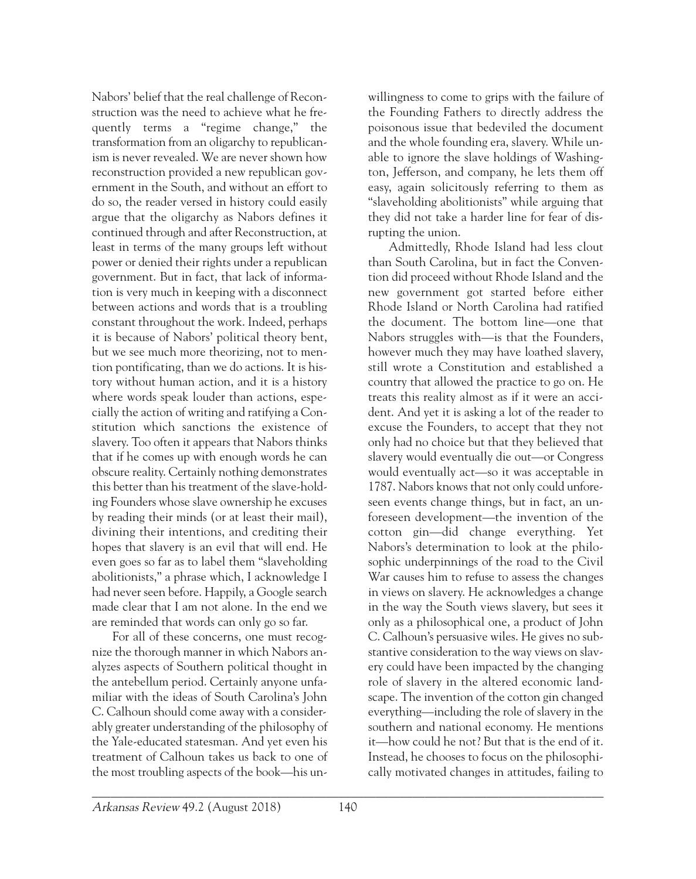Nabors' belief that the real challenge of Reconstruction was the need to achieve what he frequently terms a "regime change," the transformation from an oligarchy to republicanism is never revealed. We are never shown how reconstruction provided a new republican government in the South, and without an effort to do so, the reader versed in history could easily argue that the oligarchy as Nabors defines it continued through and after Reconstruction, at least in terms of the many groups left without power or denied their rights under a republican government. But in fact, that lack of information is very much in keeping with a disconnect between actions and words that is a troubling constant throughout the work. Indeed, perhaps it is because of Nabors' political theory bent, but we see much more theorizing, not to mention pontificating, than we do actions. It is history without human action, and it is a history where words speak louder than actions, especially the action of writing and ratifying a Constitution which sanctions the existence of slavery. Too often it appears that Nabors thinks that if he comes up with enough words he can obscure reality. Certainly nothing demonstrates this better than his treatment of the slave-holding Founders whose slave ownership he excuses by reading their minds (or at least their mail), divining their intentions, and crediting their hopes that slavery is an evil that will end. He even goes so far as to label them "slaveholding abolitionists," a phrase which, I acknowledge I had never seen before. Happily, a Google search made clear that I am not alone. In the end we are reminded that words can only go so far.

For all of these concerns, one must recognize the thorough manner in which Nabors analyzes aspects of Southern political thought in the antebellum period. Certainly anyone unfamiliar with the ideas of South Carolina's John C. Calhoun should come away with a considerably greater understanding of the philosophy of the Yale-educated statesman. And yet even his treatment of Calhoun takes us back to one of the most troubling aspects of the book—his unwillingness to come to grips with the failure of the Founding Fathers to directly address the poisonous issue that bedeviled the document and the whole founding era, slavery. While unable to ignore the slave holdings of Washington, Jefferson, and company, he lets them off easy, again solicitously referring to them as "slaveholding abolitionists" while arguing that they did not take a harder line for fear of disrupting the union.

Admittedly, Rhode Island had less clout than South Carolina, but in fact the Convention did proceed without Rhode Island and the new government got started before either Rhode Island or North Carolina had ratified the document. The bottom line—one that Nabors struggles with—is that the Founders, however much they may have loathed slavery, still wrote a Constitution and established a country that allowed the practice to go on. He treats this reality almost as if it were an accident. And yet it is asking a lot of the reader to excuse the Founders, to accept that they not only had no choice but that they believed that slavery would eventually die out—or Congress would eventually act—so it was acceptable in 1787. Nabors knows that not only could unforeseen events change things, but in fact, an unforeseen development—the invention of the cotton gin—did change everything. Yet Nabors's determination to look at the philosophic underpinnings of the road to the Civil War causes him to refuse to assess the changes in views on slavery. He acknowledges a change in the way the South views slavery, but sees it only as a philosophical one, a product of John C. Calhoun's persuasive wiles. He gives no substantive consideration to the way views on slavery could have been impacted by the changing role of slavery in the altered economic landscape. The invention of the cotton gin changed everything—including the role of slavery in the southern and national economy. He mentions it—how could he not? But that is the end of it. Instead, he chooses to focus on the philosophically motivated changes in attitudes, failing to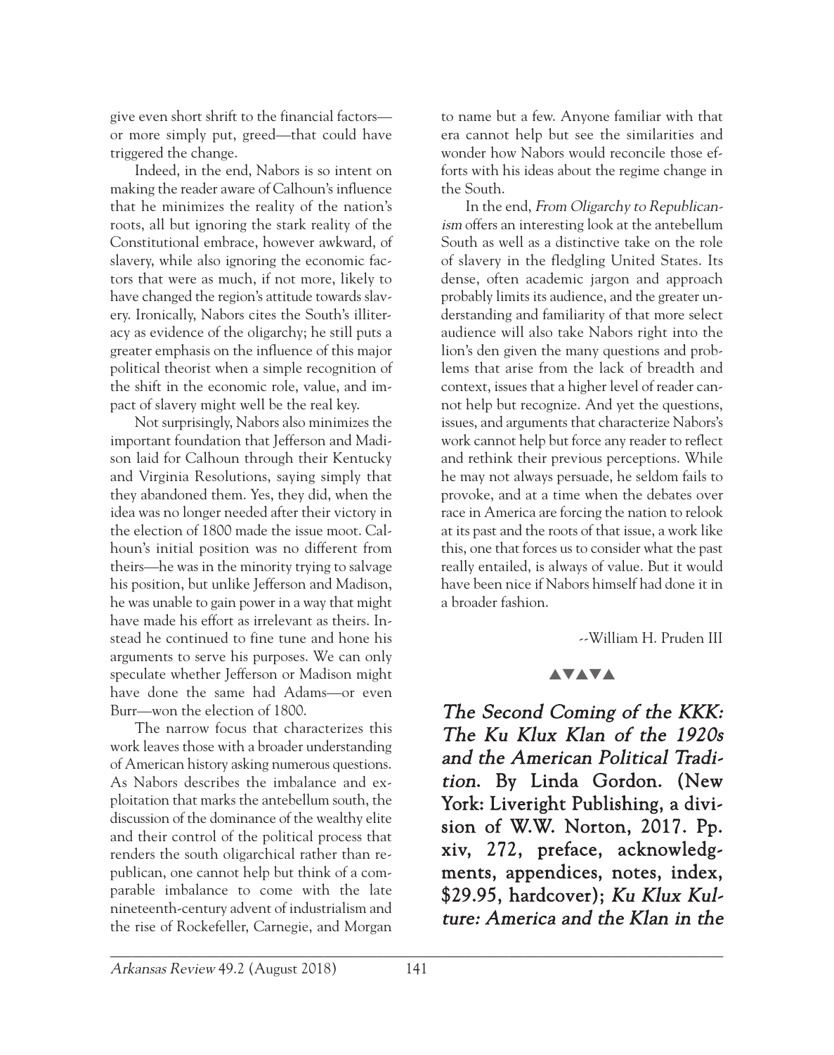give even short shrift to the financial factors—or more simply put, greed—that could have triggered the change.

Indeed, in the end, Nabors is so intent on making the reader aware of Calhoun's influence that he minimizes the reality of the nation's roots, all but ignoring the stark reality of the Constitutional embrace, however awkward, of slavery, while also ignoring the economic factors that were as much, if not more, likely to have changed the region's attitude towards slavery. Ironically, Nabors cites the South's illiteracy as evidence of the oligarchy; he still puts a greater emphasis on the influence of this major political theorist when a simple recognition of the shift in the economic role, value, and impact of slavery might well be the real key.

Not surprisingly, Nabors also minimizes the important foundation that Jefferson and Madison laid for Calhoun through their Kentucky and Virginia Resolutions, saying simply that they abandoned them. Yes, they did, when the idea was no longer needed after their victory in the election of 1800 made the issue moot. Calhoun's initial position was no different from theirs—he was in the minority trying to salvage his position, but unlike Jefferson and Madison, he was unable to gain power in a way that might have made his effort as irrelevant as theirs. Instead he continued to fine tune and hone his arguments to serve his purposes. We can only speculate whether Jefferson or Madison might have done the same had Adams—or even Burr—won the election of 1800.

The narrow focus that characterizes this work leaves those with a broader understanding of American history asking numerous questions. As Nabors describes the imbalance and exploitation that marks the antebellum south, the discussion of the dominance of the wealthy elite and their control of the political process that renders the south oligarchical rather than republican, one cannot help but think of a comparable imbalance to come with the late nineteenth-century advent of industrialism and the rise of Rockefeller, Carnegie, and Morgan to name but a few. Anyone familiar with that era cannot help but see the similarities and wonder how Nabors would reconcile those efforts with his ideas about the regime change in the South.

In the end, *From Oligarchy to Republicanism* offers an interesting look at the antebellum South as well as a distinctive take on the role of slavery in the fledgling United States. Its dense, often academic jargon and approach probably limits its audience, and the greater understanding and familiarity of that more select audience will also take Nabors right into the lion's den given the many questions and problems that arise from the lack of breadth and context, issues that a higher level of reader cannot help but recognize. And yet the questions, issues, and arguments that characterize Nabors's work cannot help but force any reader to reflect and rethink their previous perceptions. While he may not always persuade, he seldom fails to provoke, and at a time when the debates over race in America are forcing the nation to relook at its past and the roots of that issue, a work like this, one that forces us to consider what the past really entailed, is always of value. But it would have been nice if Nabors himself had done it in a broader fashion.

--William H. Pruden III

▲▼▲▼▲

***The Second Coming of the KKK: The Ku Klux Klan of the 1920s and the American Political Tradition*. By Linda Gordon. (New York: Liveright Publishing, a division of W.W. Norton, 2017. Pp. xiv, 272, preface, acknowledgments, appendices, notes, index, $29.95, hardcover); *Ku Klux Kulture: America and the Klan in the***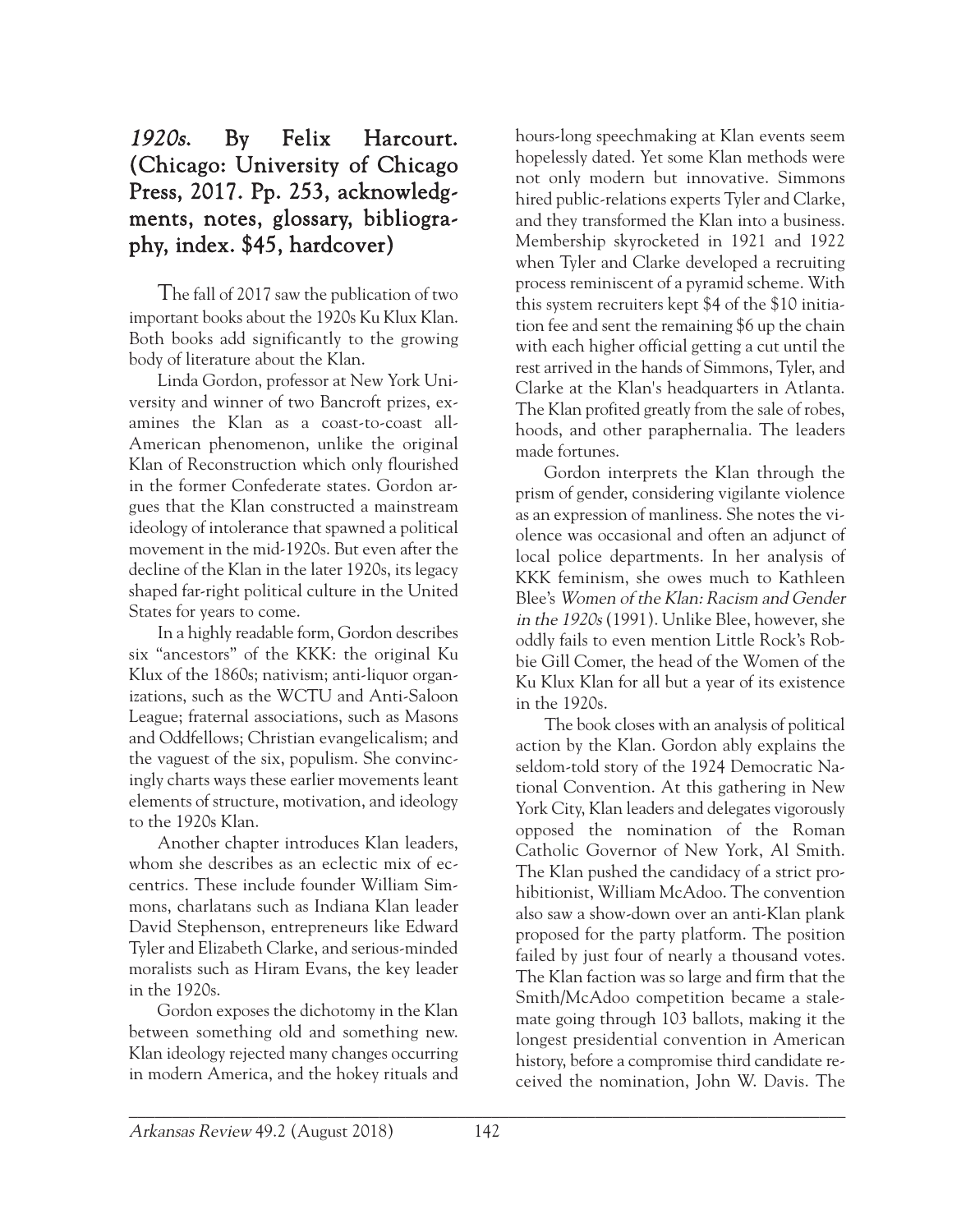*1920s*. By Felix Harcourt. (Chicago: University of Chicago Press, 2017. Pp. 253, acknowledgments, notes, glossary, bibliography, index. $45, hardcover)

The fall of 2017 saw the publication of two important books about the 1920s Ku Klux Klan. Both books add significantly to the growing body of literature about the Klan.

Linda Gordon, professor at New York University and winner of two Bancroft prizes, examines the Klan as a coast-to-coast all-American phenomenon, unlike the original Klan of Reconstruction which only flourished in the former Confederate states. Gordon argues that the Klan constructed a mainstream ideology of intolerance that spawned a political movement in the mid-1920s. But even after the decline of the Klan in the later 1920s, its legacy shaped far-right political culture in the United States for years to come.

In a highly readable form, Gordon describes six "ancestors" of the KKK: the original Ku Klux of the 1860s; nativism; anti-liquor organizations, such as the WCTU and Anti-Saloon League; fraternal associations, such as Masons and Oddfellows; Christian evangelicalism; and the vaguest of the six, populism. She convincingly charts ways these earlier movements leant elements of structure, motivation, and ideology to the 1920s Klan.

Another chapter introduces Klan leaders, whom she describes as an eclectic mix of eccentrics. These include founder William Simmons, charlatans such as Indiana Klan leader David Stephenson, entrepreneurs like Edward Tyler and Elizabeth Clarke, and serious-minded moralists such as Hiram Evans, the key leader in the 1920s.

Gordon exposes the dichotomy in the Klan between something old and something new. Klan ideology rejected many changes occurring in modern America, and the hokey rituals and hours-long speechmaking at Klan events seem hopelessly dated. Yet some Klan methods were not only modern but innovative. Simmons hired public-relations experts Tyler and Clarke, and they transformed the Klan into a business. Membership skyrocketed in 1921 and 1922 when Tyler and Clarke developed a recruiting process reminiscent of a pyramid scheme. With this system recruiters kept $4 of the $10 initiation fee and sent the remaining $6 up the chain with each higher official getting a cut until the rest arrived in the hands of Simmons, Tyler, and Clarke at the Klan's headquarters in Atlanta. The Klan profited greatly from the sale of robes, hoods, and other paraphernalia. The leaders made fortunes.

Gordon interprets the Klan through the prism of gender, considering vigilante violence as an expression of manliness. She notes the violence was occasional and often an adjunct of local police departments. In her analysis of KKK feminism, she owes much to Kathleen Blee's *Women of the Klan: Racism and Gender in the 1920s* (1991). Unlike Blee, however, she oddly fails to even mention Little Rock's Robbie Gill Comer, the head of the Women of the Ku Klux Klan for all but a year of its existence in the 1920s.

The book closes with an analysis of political action by the Klan. Gordon ably explains the seldom-told story of the 1924 Democratic National Convention. At this gathering in New York City, Klan leaders and delegates vigorously opposed the nomination of the Roman Catholic Governor of New York, Al Smith. The Klan pushed the candidacy of a strict prohibitionist, William McAdoo. The convention also saw a show-down over an anti-Klan plank proposed for the party platform. The position failed by just four of nearly a thousand votes. The Klan faction was so large and firm that the Smith/McAdoo competition became a stalemate going through 103 ballots, making it the longest presidential convention in American history, before a compromise third candidate received the nomination, John W. Davis. The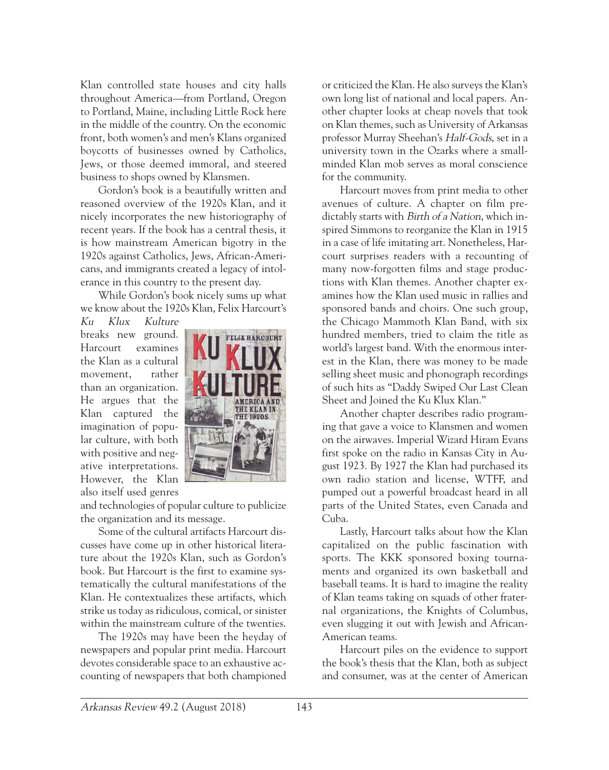Klan controlled state houses and city halls throughout America—from Portland, Oregon to Portland, Maine, including Little Rock here in the middle of the country. On the economic front, both women's and men's Klans organized boycotts of businesses owned by Catholics, Jews, or those deemed immoral, and steered business to shops owned by Klansmen.

Gordon's book is a beautifully written and reasoned overview of the 1920s Klan, and it nicely incorporates the new historiography of recent years. If the book has a central thesis, it is how mainstream American bigotry in the 1920s against Catholics, Jews, African-Americans, and immigrants created a legacy of intolerance in this country to the present day.

While Gordon's book nicely sums up what we know about the 1920s Klan, Felix Harcourt's *Ku Klux Kulture* breaks new ground. Harcourt examines the Klan as a cultural movement, rather than an organization. He argues that the Klan captured the imagination of popular culture, with both with positive and negative interpretations. However, the Klan also itself used genres and technologies of popular culture to publicize the organization and its message.

Some of the cultural artifacts Harcourt discusses have come up in other historical literature about the 1920s Klan, such as Gordon's book. But Harcourt is the first to examine systematically the cultural manifestations of the Klan. He contextualizes these artifacts, which strike us today as ridiculous, comical, or sinister within the mainstream culture of the twenties.

The 1920s may have been the heyday of newspapers and popular print media. Harcourt devotes considerable space to an exhaustive accounting of newspapers that both championed or criticized the Klan. He also surveys the Klan's own long list of national and local papers. Another chapter looks at cheap novels that took on Klan themes, such as University of Arkansas professor Murray Sheehan's *Half-Gods*, set in a university town in the Ozarks where a small-minded Klan mob serves as moral conscience for the community.

Harcourt moves from print media to other avenues of culture. A chapter on film predictably starts with *Birth of a Nation*, which inspired Simmons to reorganize the Klan in 1915 in a case of life imitating art. Nonetheless, Harcourt surprises readers with a recounting of many now-forgotten films and stage productions with Klan themes. Another chapter examines how the Klan used music in rallies and sponsored bands and choirs. One such group, the Chicago Mammoth Klan Band, with six hundred members, tried to claim the title as world's largest band. With the enormous interest in the Klan, there was money to be made selling sheet music and phonograph recordings of such hits as "Daddy Swiped Our Last Clean Sheet and Joined the Ku Klux Klan."

Another chapter describes radio programing that gave a voice to Klansmen and women on the airwaves. Imperial Wizard Hiram Evans first spoke on the radio in Kansas City in August 1923. By 1927 the Klan had purchased its own radio station and license, WTFF, and pumped out a powerful broadcast heard in all parts of the United States, even Canada and Cuba.

Lastly, Harcourt talks about how the Klan capitalized on the public fascination with sports. The KKK sponsored boxing tournaments and organized its own basketball and baseball teams. It is hard to imagine the reality of Klan teams taking on squads of other fraternal organizations, the Knights of Columbus, even slugging it out with Jewish and African-American teams.

Harcourt piles on the evidence to support the book's thesis that the Klan, both as subject and consumer, was at the center of American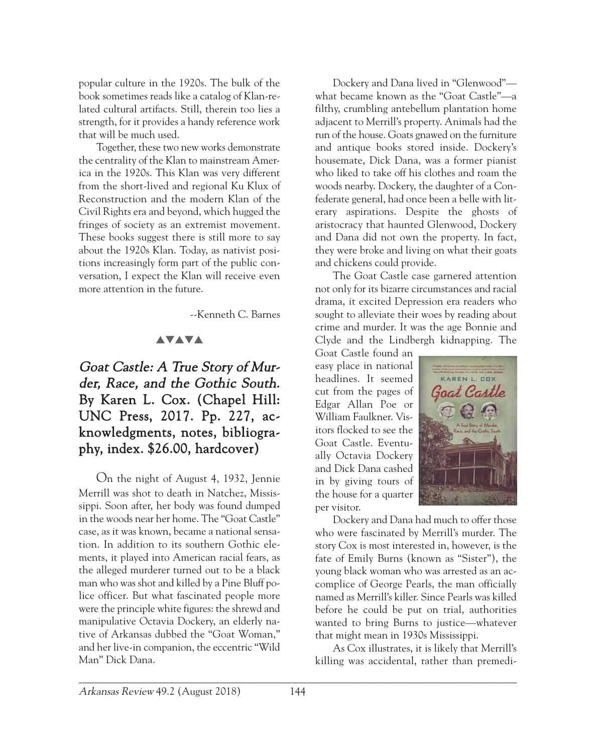popular culture in the 1920s. The bulk of the book sometimes reads like a catalog of Klan-related cultural artifacts. Still, therein too lies a strength, for it provides a handy reference work that will be much used.

Together, these two new works demonstrate the centrality of the Klan to mainstream America in the 1920s. This Klan was very different from the short-lived and regional Ku Klux of Reconstruction and the modern Klan of the Civil Rights era and beyond, which hugged the fringes of society as an extremist movement. These books suggest there is still more to say about the 1920s Klan. Today, as nativist positions increasingly form part of the public conversation, I expect the Klan will receive even more attention in the future.

--Kenneth C. Barnes

▲▼▲▼▲

## *Goat Castle: A True Story of Murder, Race, and the Gothic South.* By Karen L. Cox. (Chapel Hill: UNC Press, 2017. Pp. 227, acknowledgments, notes, bibliography, index. $26.00, hardcover)

On the night of August 4, 1932, Jennie Merrill was shot to death in Natchez, Mississippi. Soon after, her body was found dumped in the woods near her home. The "Goat Castle" case, as it was known, became a national sensation. In addition to its southern Gothic elements, it played into American racial fears, as the alleged murderer turned out to be a black man who was shot and killed by a Pine Bluff police officer. But what fascinated people more were the principle white figures: the shrewd and manipulative Octavia Dockery, an elderly native of Arkansas dubbed the "Goat Woman," and her live-in companion, the eccentric "Wild Man" Dick Dana.

Dockery and Dana lived in "Glenwood"—what became known as the "Goat Castle"—a filthy, crumbling antebellum plantation home adjacent to Merrill's property. Animals had the run of the house. Goats gnawed on the furniture and antique books stored inside. Dockery's housemate, Dick Dana, was a former pianist who liked to take off his clothes and roam the woods nearby. Dockery, the daughter of a Confederate general, had once been a belle with literary aspirations. Despite the ghosts of aristocracy that haunted Glenwood, Dockery and Dana did not own the property. In fact, they were broke and living on what their goats and chickens could provide.

The Goat Castle case garnered attention not only for its bizarre circumstances and racial drama, it excited Depression era readers who sought to alleviate their woes by reading about crime and murder. It was the age Bonnie and Clyde and the Lindbergh kidnapping. The Goat Castle found an easy place in national headlines. It seemed cut from the pages of Edgar Allan Poe or William Faulkner. Visitors flocked to see the Goat Castle. Eventually Octavia Dockery and Dick Dana cashed in by giving tours of the house for a quarter per visitor.

Dockery and Dana had much to offer those who were fascinated by Merrill's murder. The story Cox is most interested in, however, is the fate of Emily Burns (known as "Sister"), the young black woman who was arrested as an accomplice of George Pearls, the man officially named as Merrill's killer. Since Pearls was killed before he could be put on trial, authorities wanted to bring Burns to justice—whatever that might mean in 1930s Mississippi.

As Cox illustrates, it is likely that Merrill's killing was accidental, rather than premedi-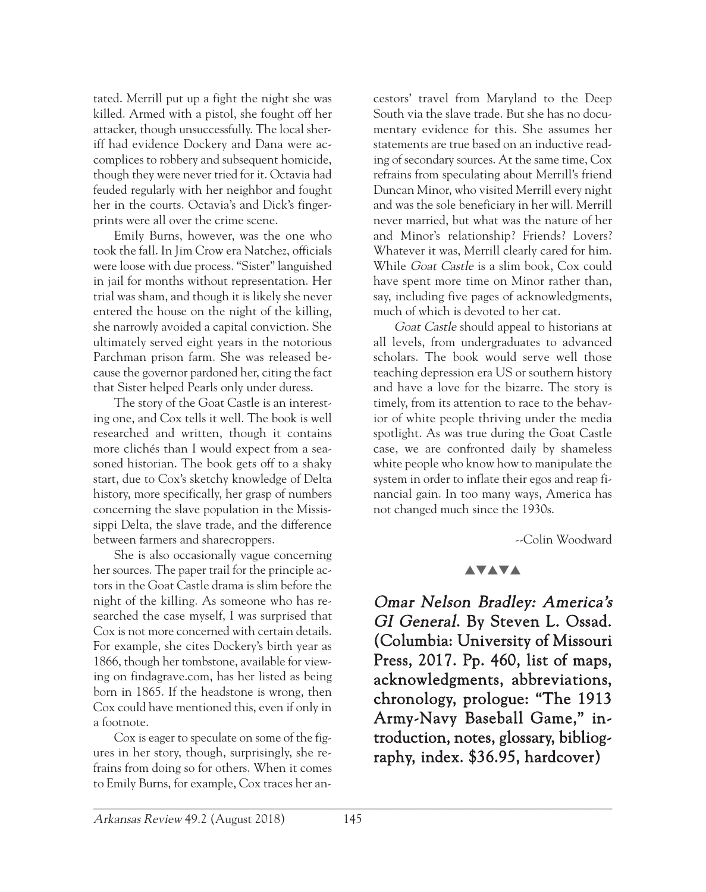tated. Merrill put up a fight the night she was killed. Armed with a pistol, she fought off her attacker, though unsuccessfully. The local sheriff had evidence Dockery and Dana were accomplices to robbery and subsequent homicide, though they were never tried for it. Octavia had feuded regularly with her neighbor and fought her in the courts. Octavia's and Dick's fingerprints were all over the crime scene.

Emily Burns, however, was the one who took the fall. In Jim Crow era Natchez, officials were loose with due process. "Sister" languished in jail for months without representation. Her trial was sham, and though it is likely she never entered the house on the night of the killing, she narrowly avoided a capital conviction. She ultimately served eight years in the notorious Parchman prison farm. She was released because the governor pardoned her, citing the fact that Sister helped Pearls only under duress.

The story of the Goat Castle is an interesting one, and Cox tells it well. The book is well researched and written, though it contains more clichés than I would expect from a seasoned historian. The book gets off to a shaky start, due to Cox's sketchy knowledge of Delta history, more specifically, her grasp of numbers concerning the slave population in the Mississippi Delta, the slave trade, and the difference between farmers and sharecroppers.

She is also occasionally vague concerning her sources. The paper trail for the principle actors in the Goat Castle drama is slim before the night of the killing. As someone who has researched the case myself, I was surprised that Cox is not more concerned with certain details. For example, she cites Dockery's birth year as 1866, though her tombstone, available for viewing on findagrave.com, has her listed as being born in 1865. If the headstone is wrong, then Cox could have mentioned this, even if only in a footnote.

Cox is eager to speculate on some of the figures in her story, though, surprisingly, she refrains from doing so for others. When it comes to Emily Burns, for example, Cox traces her ancestors' travel from Maryland to the Deep South via the slave trade. But she has no documentary evidence for this. She assumes her statements are true based on an inductive reading of secondary sources. At the same time, Cox refrains from speculating about Merrill's friend Duncan Minor, who visited Merrill every night and was the sole beneficiary in her will. Merrill never married, but what was the nature of her and Minor's relationship? Friends? Lovers? Whatever it was, Merrill clearly cared for him. While *Goat Castle* is a slim book, Cox could have spent more time on Minor rather than, say, including five pages of acknowledgments, much of which is devoted to her cat.

*Goat Castle* should appeal to historians at all levels, from undergraduates to advanced scholars. The book would serve well those teaching depression era US or southern history and have a love for the bizarre. The story is timely, from its attention to race to the behavior of white people thriving under the media spotlight. As was true during the Goat Castle case, we are confronted daily by shameless white people who know how to manipulate the system in order to inflate their egos and reap financial gain. In too many ways, America has not changed much since the 1930s.

--Colin Woodward

▲▼▲▼▲

**_Omar Nelson Bradley: America's GI General._ By Steven L. Ossad. (Columbia: University of Missouri Press, 2017. Pp. 460, list of maps, acknowledgments, abbreviations, chronology, prologue: "The 1913 Army-Navy Baseball Game," introduction, notes, glossary, bibliography, index. $36.95, hardcover)**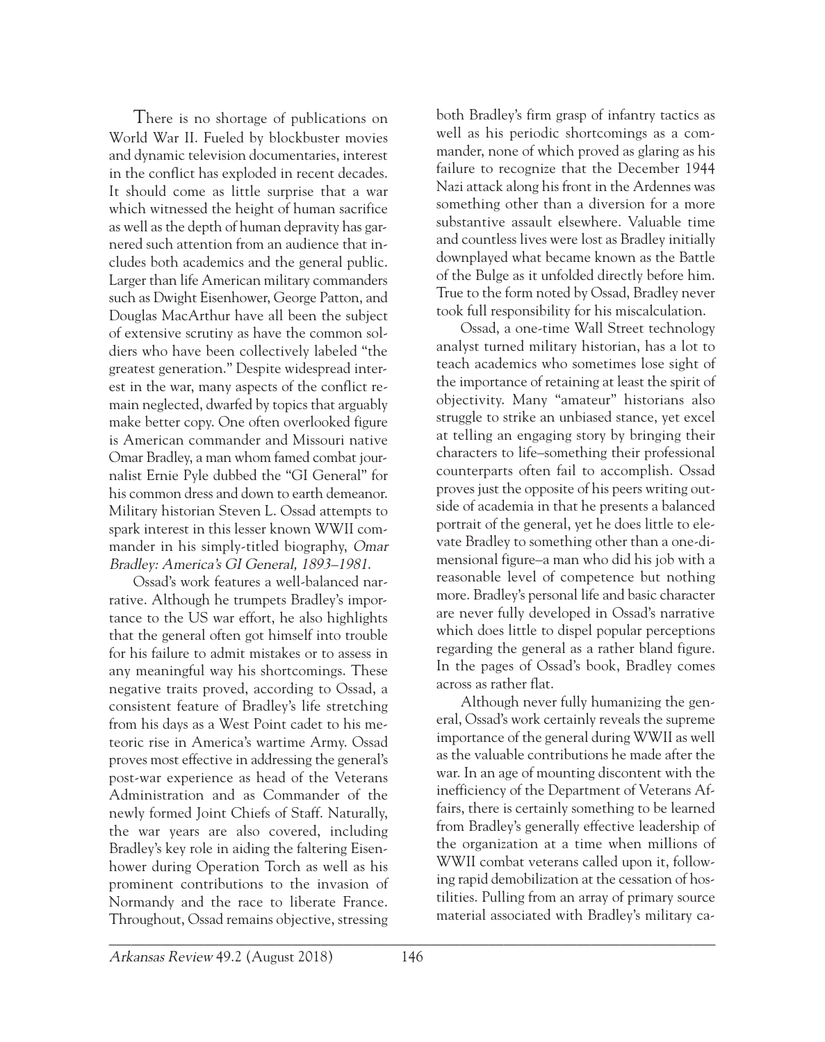There is no shortage of publications on World War II. Fueled by blockbuster movies and dynamic television documentaries, interest in the conflict has exploded in recent decades. It should come as little surprise that a war which witnessed the height of human sacrifice as well as the depth of human depravity has garnered such attention from an audience that includes both academics and the general public. Larger than life American military commanders such as Dwight Eisenhower, George Patton, and Douglas MacArthur have all been the subject of extensive scrutiny as have the common soldiers who have been collectively labeled "the greatest generation." Despite widespread interest in the war, many aspects of the conflict remain neglected, dwarfed by topics that arguably make better copy. One often overlooked figure is American commander and Missouri native Omar Bradley, a man whom famed combat journalist Ernie Pyle dubbed the "GI General" for his common dress and down to earth demeanor. Military historian Steven L. Ossad attempts to spark interest in this lesser known WWII commander in his simply-titled biography, *Omar Bradley: America's GI General, 1893–1981.*

Ossad's work features a well-balanced narrative. Although he trumpets Bradley's importance to the US war effort, he also highlights that the general often got himself into trouble for his failure to admit mistakes or to assess in any meaningful way his shortcomings. These negative traits proved, according to Ossad, a consistent feature of Bradley's life stretching from his days as a West Point cadet to his meteoric rise in America's wartime Army. Ossad proves most effective in addressing the general's post-war experience as head of the Veterans Administration and as Commander of the newly formed Joint Chiefs of Staff. Naturally, the war years are also covered, including Bradley's key role in aiding the faltering Eisenhower during Operation Torch as well as his prominent contributions to the invasion of Normandy and the race to liberate France. Throughout, Ossad remains objective, stressing both Bradley's firm grasp of infantry tactics as well as his periodic shortcomings as a commander, none of which proved as glaring as his failure to recognize that the December 1944 Nazi attack along his front in the Ardennes was something other than a diversion for a more substantive assault elsewhere. Valuable time and countless lives were lost as Bradley initially downplayed what became known as the Battle of the Bulge as it unfolded directly before him. True to the form noted by Ossad, Bradley never took full responsibility for his miscalculation.

Ossad, a one-time Wall Street technology analyst turned military historian, has a lot to teach academics who sometimes lose sight of the importance of retaining at least the spirit of objectivity. Many "amateur" historians also struggle to strike an unbiased stance, yet excel at telling an engaging story by bringing their characters to life–something their professional counterparts often fail to accomplish. Ossad proves just the opposite of his peers writing outside of academia in that he presents a balanced portrait of the general, yet he does little to elevate Bradley to something other than a one-dimensional figure–a man who did his job with a reasonable level of competence but nothing more. Bradley's personal life and basic character are never fully developed in Ossad's narrative which does little to dispel popular perceptions regarding the general as a rather bland figure. In the pages of Ossad's book, Bradley comes across as rather flat.

Although never fully humanizing the general, Ossad's work certainly reveals the supreme importance of the general during WWII as well as the valuable contributions he made after the war. In an age of mounting discontent with the inefficiency of the Department of Veterans Affairs, there is certainly something to be learned from Bradley's generally effective leadership of the organization at a time when millions of WWII combat veterans called upon it, following rapid demobilization at the cessation of hostilities. Pulling from an array of primary source material associated with Bradley's military ca-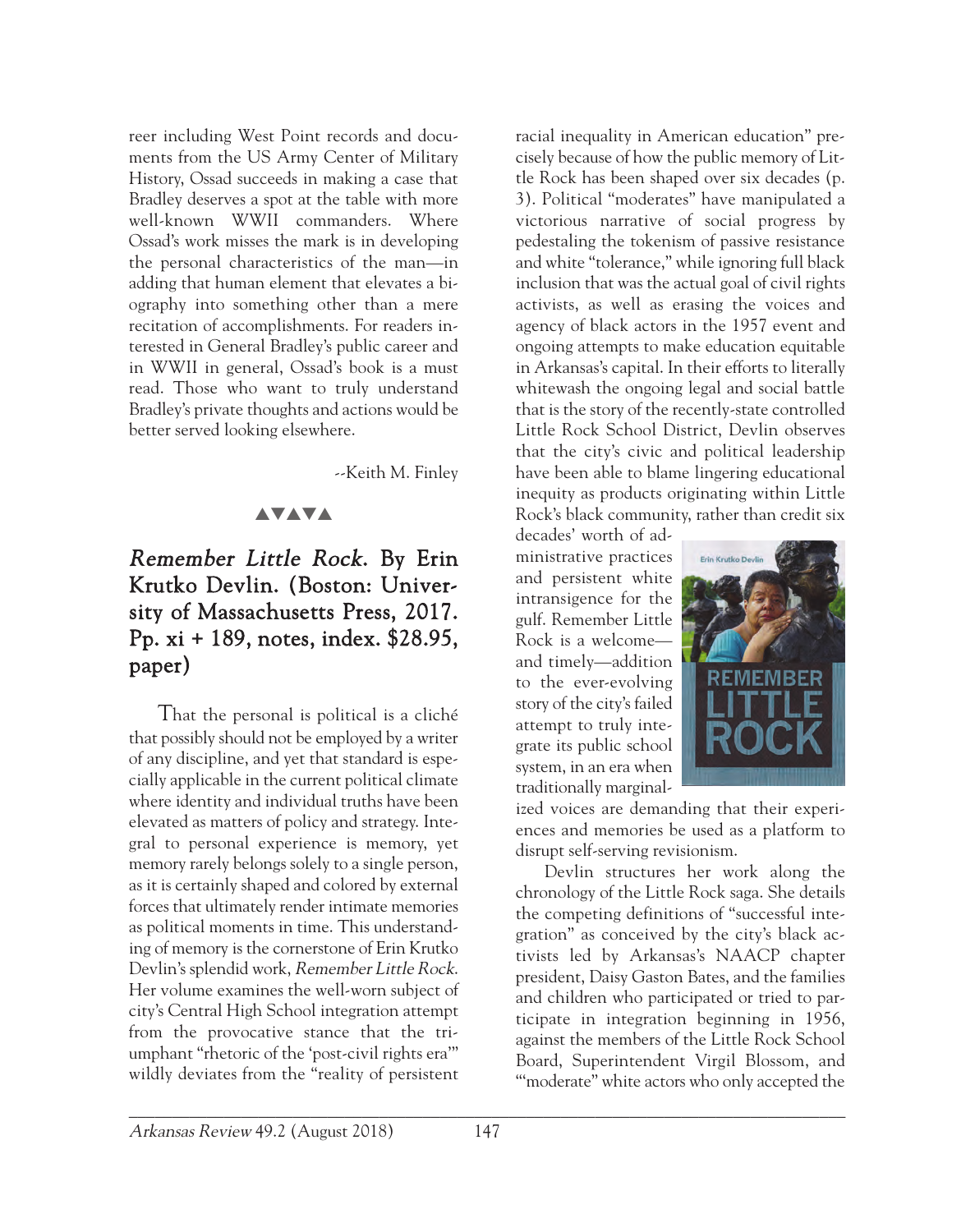reer including West Point records and documents from the US Army Center of Military History, Ossad succeeds in making a case that Bradley deserves a spot at the table with more well-known WWII commanders. Where Ossad's work misses the mark is in developing the personal characteristics of the man—in adding that human element that elevates a biography into something other than a mere recitation of accomplishments. For readers interested in General Bradley's public career and in WWII in general, Ossad's book is a must read. Those who want to truly understand Bradley's private thoughts and actions would be better served looking elsewhere.

--Keith M. Finley

▲▼▲▼▲

## *Remember Little Rock*. By Erin Krutko Devlin. (Boston: University of Massachusetts Press, 2017. Pp. xi + 189, notes, index. $28.95, paper)

That the personal is political is a cliché that possibly should not be employed by a writer of any discipline, and yet that standard is especially applicable in the current political climate where identity and individual truths have been elevated as matters of policy and strategy. Integral to personal experience is memory, yet memory rarely belongs solely to a single person, as it is certainly shaped and colored by external forces that ultimately render intimate memories as political moments in time. This understanding of memory is the cornerstone of Erin Krutko Devlin's splendid work, *Remember Little Rock*. Her volume examines the well-worn subject of city's Central High School integration attempt from the provocative stance that the triumphant "rhetoric of the 'post-civil rights era'" wildly deviates from the "reality of persistent racial inequality in American education" precisely because of how the public memory of Little Rock has been shaped over six decades (p. 3). Political "moderates" have manipulated a victorious narrative of social progress by pedestaling the tokenism of passive resistance and white "tolerance," while ignoring full black inclusion that was the actual goal of civil rights activists, as well as erasing the voices and agency of black actors in the 1957 event and ongoing attempts to make education equitable in Arkansas's capital. In their efforts to literally whitewash the ongoing legal and social battle that is the story of the recently-state controlled Little Rock School District, Devlin observes that the city's civic and political leadership have been able to blame lingering educational inequity as products originating within Little Rock's black community, rather than credit six decades' worth of administrative practices and persistent white intransigence for the gulf. Remember Little Rock is a welcome—and timely—addition to the ever-evolving story of the city's failed attempt to truly integrate its public school system, in an era when traditionally marginalized voices are demanding that their experiences and memories be used as a platform to disrupt self-serving revisionism.

Devlin structures her work along the chronology of the Little Rock saga. She details the competing definitions of "successful integration" as conceived by the city's black activists led by Arkansas's NAACP chapter president, Daisy Gaston Bates, and the families and children who participated or tried to participate in integration beginning in 1956, against the members of the Little Rock School Board, Superintendent Virgil Blossom, and "'moderate" white actors who only accepted the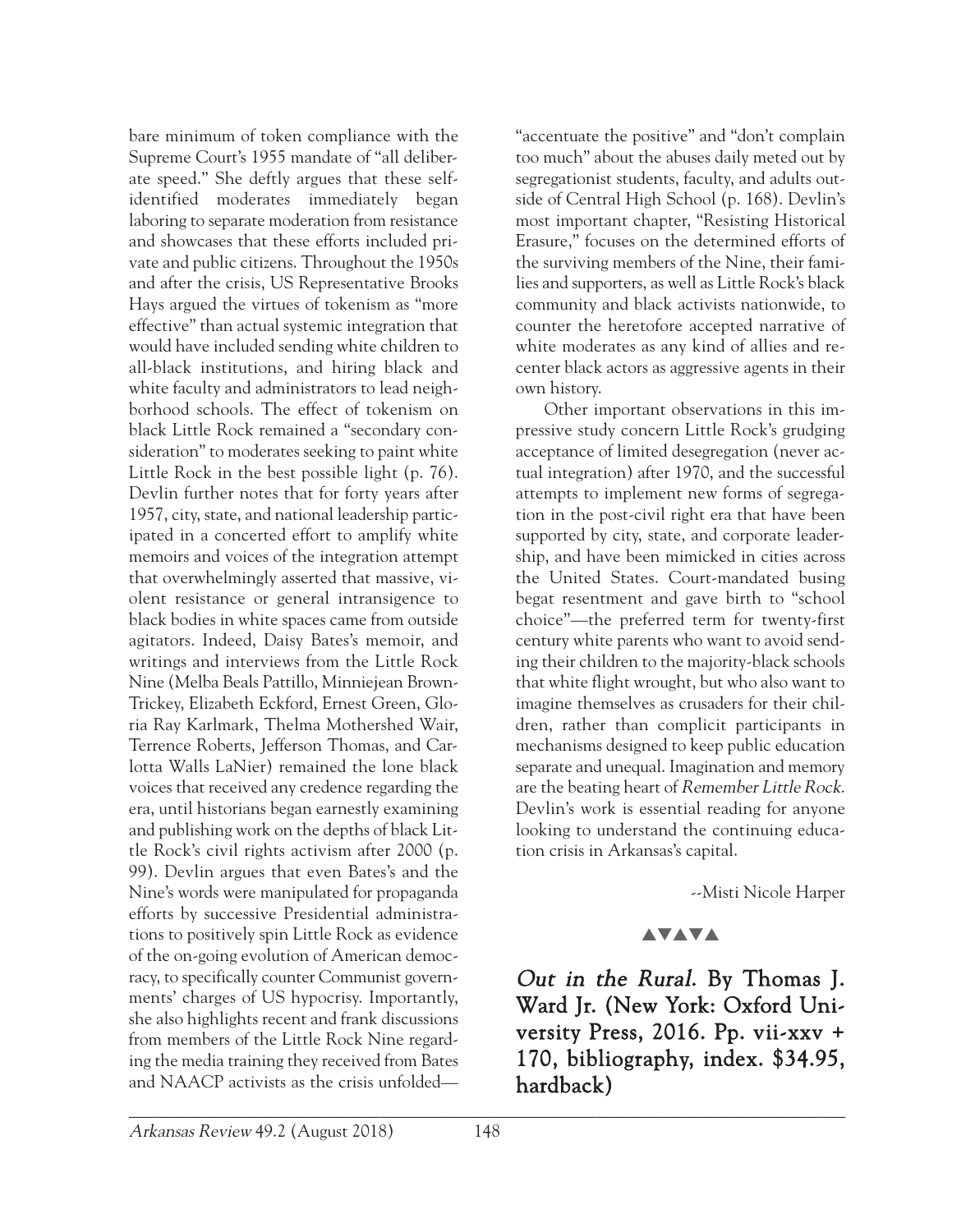bare minimum of token compliance with the Supreme Court's 1955 mandate of "all deliberate speed." She deftly argues that these self-identified moderates immediately began laboring to separate moderation from resistance and showcases that these efforts included private and public citizens. Throughout the 1950s and after the crisis, US Representative Brooks Hays argued the virtues of tokenism as "more effective" than actual systemic integration that would have included sending white children to all-black institutions, and hiring black and white faculty and administrators to lead neighborhood schools. The effect of tokenism on black Little Rock remained a "secondary consideration" to moderates seeking to paint white Little Rock in the best possible light (p. 76). Devlin further notes that for forty years after 1957, city, state, and national leadership participated in a concerted effort to amplify white memoirs and voices of the integration attempt that overwhelmingly asserted that massive, violent resistance or general intransigence to black bodies in white spaces came from outside agitators. Indeed, Daisy Bates's memoir, and writings and interviews from the Little Rock Nine (Melba Beals Pattillo, Minniejean Brown-Trickey, Elizabeth Eckford, Ernest Green, Gloria Ray Karlmark, Thelma Mothershed Wair, Terrence Roberts, Jefferson Thomas, and Carlotta Walls LaNier) remained the lone black voices that received any credence regarding the era, until historians began earnestly examining and publishing work on the depths of black Little Rock's civil rights activism after 2000 (p. 99). Devlin argues that even Bates's and the Nine's words were manipulated for propaganda efforts by successive Presidential administrations to positively spin Little Rock as evidence of the on-going evolution of American democracy, to specifically counter Communist governments' charges of US hypocrisy. Importantly, she also highlights recent and frank discussions from members of the Little Rock Nine regarding the media training they received from Bates and NAACP activists as the crisis unfolded—"accentuate the positive" and "don't complain too much" about the abuses daily meted out by segregationist students, faculty, and adults outside of Central High School (p. 168). Devlin's most important chapter, "Resisting Historical Erasure," focuses on the determined efforts of the surviving members of the Nine, their families and supporters, as well as Little Rock's black community and black activists nationwide, to counter the heretofore accepted narrative of white moderates as any kind of allies and re-center black actors as aggressive agents in their own history.

Other important observations in this impressive study concern Little Rock's grudging acceptance of limited desegregation (never actual integration) after 1970, and the successful attempts to implement new forms of segregation in the post-civil right era that have been supported by city, state, and corporate leadership, and have been mimicked in cities across the United States. Court-mandated busing begat resentment and gave birth to "school choice"—the preferred term for twenty-first century white parents who want to avoid sending their children to the majority-black schools that white flight wrought, but who also want to imagine themselves as crusaders for their children, rather than complicit participants in mechanisms designed to keep public education separate and unequal. Imagination and memory are the beating heart of *Remember Little Rock*. Devlin's work is essential reading for anyone looking to understand the continuing education crisis in Arkansas's capital.

--Misti Nicole Harper

▲▼▲▼▲

## *Out in the Rural.* By Thomas J. Ward Jr. (New York: Oxford University Press, 2016. Pp. vii-xxv + 170, bibliography, index. $34.95, hardback)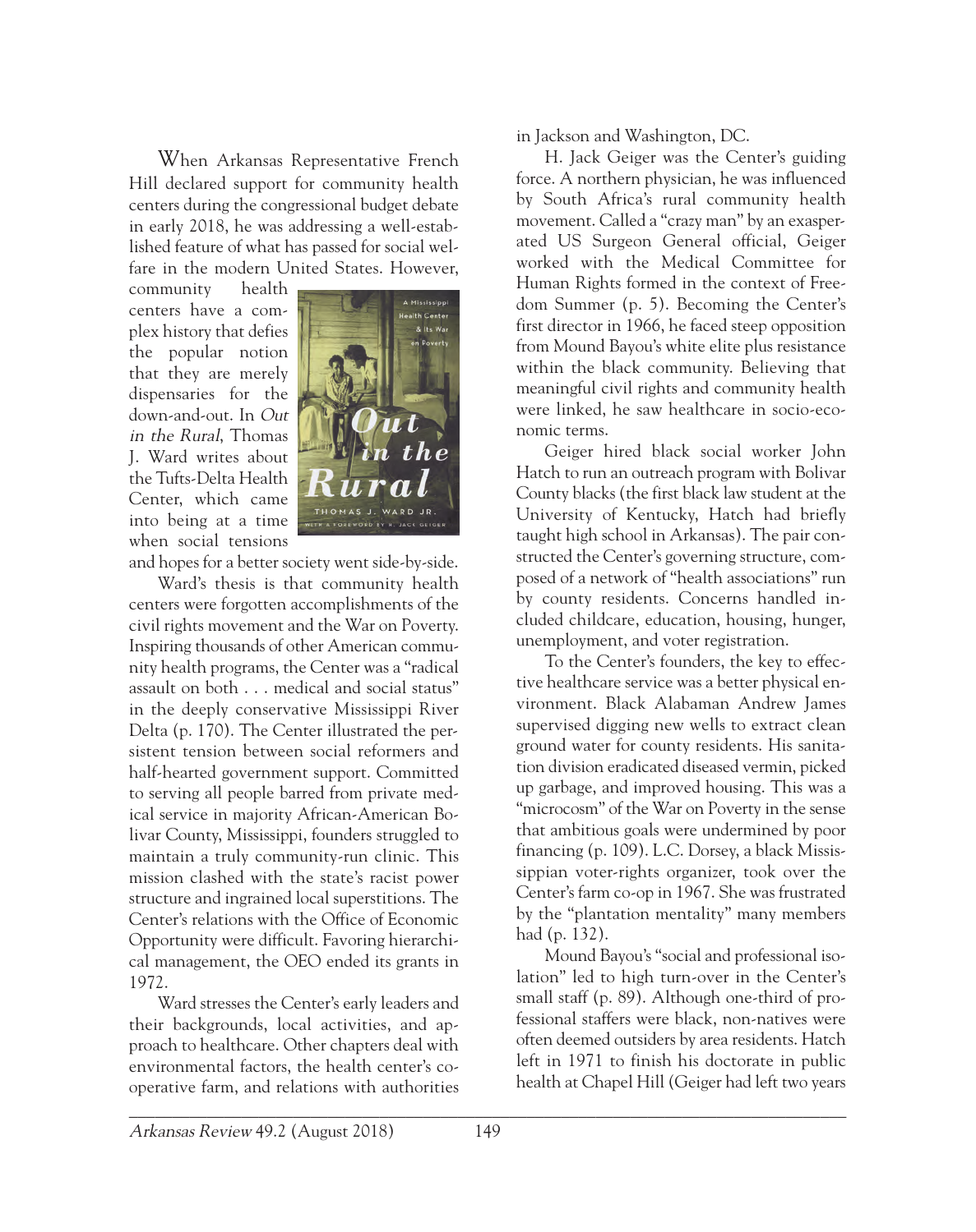When Arkansas Representative French Hill declared support for community health centers during the congressional budget debate in early 2018, he was addressing a well-established feature of what has passed for social welfare in the modern United States. However, community health centers have a complex history that defies the popular notion that they are merely dispensaries for the down-and-out. In *Out in the Rural*, Thomas J. Ward writes about the Tufts-Delta Health Center, which came into being at a time when social tensions and hopes for a better society went side-by-side.

Ward's thesis is that community health centers were forgotten accomplishments of the civil rights movement and the War on Poverty. Inspiring thousands of other American community health programs, the Center was a "radical assault on both . . . medical and social status" in the deeply conservative Mississippi River Delta (p. 170). The Center illustrated the persistent tension between social reformers and half-hearted government support. Committed to serving all people barred from private medical service in majority African-American Bolivar County, Mississippi, founders struggled to maintain a truly community-run clinic. This mission clashed with the state's racist power structure and ingrained local superstitions. The Center's relations with the Office of Economic Opportunity were difficult. Favoring hierarchical management, the OEO ended its grants in 1972.

Ward stresses the Center's early leaders and their backgrounds, local activities, and approach to healthcare. Other chapters deal with environmental factors, the health center's cooperative farm, and relations with authorities in Jackson and Washington, DC.

H. Jack Geiger was the Center's guiding force. A northern physician, he was influenced by South Africa's rural community health movement. Called a "crazy man" by an exasperated US Surgeon General official, Geiger worked with the Medical Committee for Human Rights formed in the context of Freedom Summer (p. 5). Becoming the Center's first director in 1966, he faced steep opposition from Mound Bayou's white elite plus resistance within the black community. Believing that meaningful civil rights and community health were linked, he saw healthcare in socio-economic terms.

Geiger hired black social worker John Hatch to run an outreach program with Bolivar County blacks (the first black law student at the University of Kentucky, Hatch had briefly taught high school in Arkansas). The pair constructed the Center's governing structure, composed of a network of "health associations" run by county residents. Concerns handled included childcare, education, housing, hunger, unemployment, and voter registration.

To the Center's founders, the key to effective healthcare service was a better physical environment. Black Alabaman Andrew James supervised digging new wells to extract clean ground water for county residents. His sanitation division eradicated diseased vermin, picked up garbage, and improved housing. This was a "microcosm" of the War on Poverty in the sense that ambitious goals were undermined by poor financing (p. 109). L.C. Dorsey, a black Mississippian voter-rights organizer, took over the Center's farm co-op in 1967. She was frustrated by the "plantation mentality" many members had (p. 132).

Mound Bayou's "social and professional isolation" led to high turn-over in the Center's small staff (p. 89). Although one-third of professional staffers were black, non-natives were often deemed outsiders by area residents. Hatch left in 1971 to finish his doctorate in public health at Chapel Hill (Geiger had left two years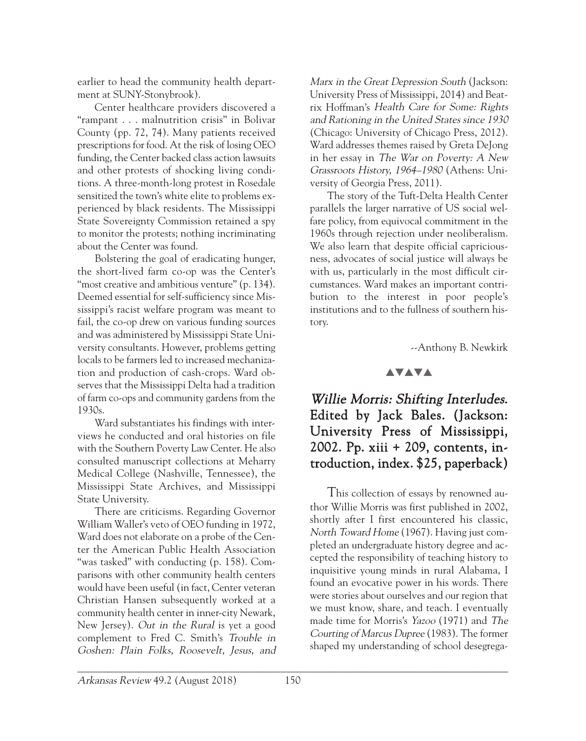earlier to head the community health department at SUNY-Stonybrook).

Center healthcare providers discovered a "rampant . . . malnutrition crisis" in Bolivar County (pp. 72, 74). Many patients received prescriptions for food. At the risk of losing OEO funding, the Center backed class action lawsuits and other protests of shocking living conditions. A three-month-long protest in Rosedale sensitized the town's white elite to problems experienced by black residents. The Mississippi State Sovereignty Commission retained a spy to monitor the protests; nothing incriminating about the Center was found.

Bolstering the goal of eradicating hunger, the short-lived farm co-op was the Center's "most creative and ambitious venture" (p. 134). Deemed essential for self-sufficiency since Mississippi's racist welfare program was meant to fail, the co-op drew on various funding sources and was administered by Mississippi State University consultants. However, problems getting locals to be farmers led to increased mechanization and production of cash-crops. Ward observes that the Mississippi Delta had a tradition of farm co-ops and community gardens from the 1930s.

Ward substantiates his findings with interviews he conducted and oral histories on file with the Southern Poverty Law Center. He also consulted manuscript collections at Meharry Medical College (Nashville, Tennessee), the Mississippi State Archives, and Mississippi State University.

There are criticisms. Regarding Governor William Waller's veto of OEO funding in 1972, Ward does not elaborate on a probe of the Center the American Public Health Association "was tasked" with conducting (p. 158). Comparisons with other community health centers would have been useful (in fact, Center veteran Christian Hansen subsequently worked at a community health center in inner-city Newark, New Jersey). *Out in the Rural* is yet a good complement to Fred C. Smith's *Trouble in Goshen: Plain Folks, Roosevelt, Jesus, and Marx in the Great Depression South* (Jackson: University Press of Mississippi, 2014) and Beatrix Hoffman's *Health Care for Some: Rights and Rationing in the United States since 1930* (Chicago: University of Chicago Press, 2012). Ward addresses themes raised by Greta DeJong in her essay in *The War on Poverty: A New Grassroots History, 1964–1980* (Athens: University of Georgia Press, 2011).

The story of the Tuft-Delta Health Center parallels the larger narrative of US social welfare policy, from equivocal commitment in the 1960s through rejection under neoliberalism. We also learn that despite official capriciousness, advocates of social justice will always be with us, particularly in the most difficult circumstances. Ward makes an important contribution to the interest in poor people's institutions and to the fullness of southern history.

--Anthony B. Newkirk

▲▼▲▼▲

## *Willie Morris: Shifting Interludes.* Edited by Jack Bales. (Jackson: University Press of Mississippi, 2002. Pp. xiii + 209, contents, introduction, index. $25, paperback)

This collection of essays by renowned author Willie Morris was first published in 2002, shortly after I first encountered his classic, *North Toward Home* (1967). Having just completed an undergraduate history degree and accepted the responsibility of teaching history to inquisitive young minds in rural Alabama, I found an evocative power in his words. There were stories about ourselves and our region that we must know, share, and teach. I eventually made time for Morris's *Yazoo* (1971) and *The Courting of Marcus Dupree* (1983). The former shaped my understanding of school desegrega-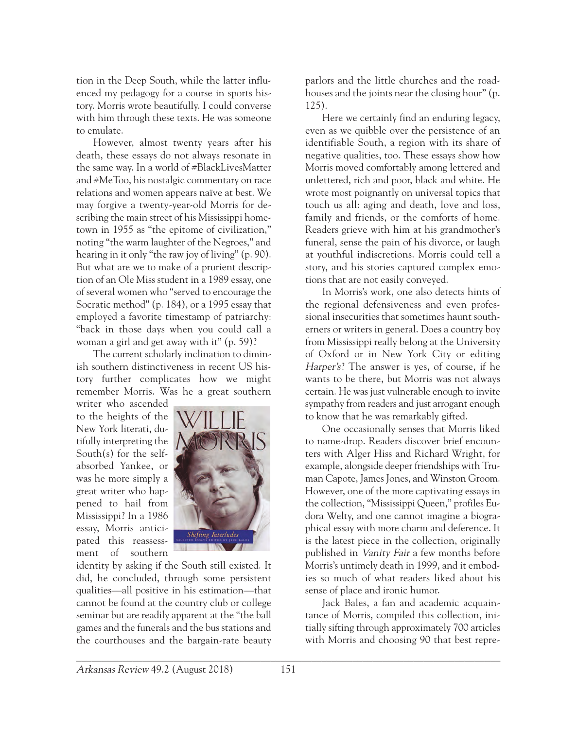tion in the Deep South, while the latter influenced my pedagogy for a course in sports history. Morris wrote beautifully. I could converse with him through these texts. He was someone to emulate.

However, almost twenty years after his death, these essays do not always resonate in the same way. In a world of #BlackLivesMatter and #MeToo, his nostalgic commentary on race relations and women appears naïve at best. We may forgive a twenty-year-old Morris for describing the main street of his Mississippi hometown in 1955 as "the epitome of civilization," noting "the warm laughter of the Negroes," and hearing in it only "the raw joy of living" (p. 90). But what are we to make of a prurient description of an Ole Miss student in a 1989 essay, one of several women who "served to encourage the Socratic method" (p. 184), or a 1995 essay that employed a favorite timestamp of patriarchy: "back in those days when you could call a woman a girl and get away with it" (p. 59)?

The current scholarly inclination to diminish southern distinctiveness in recent US history further complicates how we might remember Morris. Was he a great southern writer who ascended to the heights of the New York literati, dutifully interpreting the South(s) for the self-absorbed Yankee, or was he more simply a great writer who happened to hail from Mississippi? In a 1986 essay, Morris anticipated this reassessment of southern identity by asking if the South still existed. It did, he concluded, through some persistent qualities—all positive in his estimation—that cannot be found at the country club or college seminar but are readily apparent at the "the ball games and the funerals and the bus stations and the courthouses and the bargain-rate beauty parlors and the little churches and the roadhouses and the joints near the closing hour" (p. 125).

Here we certainly find an enduring legacy, even as we quibble over the persistence of an identifiable South, a region with its share of negative qualities, too. These essays show how Morris moved comfortably among lettered and unlettered, rich and poor, black and white. He wrote most poignantly on universal topics that touch us all: aging and death, love and loss, family and friends, or the comforts of home. Readers grieve with him at his grandmother's funeral, sense the pain of his divorce, or laugh at youthful indiscretions. Morris could tell a story, and his stories captured complex emotions that are not easily conveyed.

In Morris's work, one also detects hints of the regional defensiveness and even professional insecurities that sometimes haunt southerners or writers in general. Does a country boy from Mississippi really belong at the University of Oxford or in New York City or editing *Harper's*? The answer is yes, of course, if he wants to be there, but Morris was not always certain. He was just vulnerable enough to invite sympathy from readers and just arrogant enough to know that he was remarkably gifted.

One occasionally senses that Morris liked to name-drop. Readers discover brief encounters with Alger Hiss and Richard Wright, for example, alongside deeper friendships with Truman Capote, James Jones, and Winston Groom. However, one of the more captivating essays in the collection, "Mississippi Queen," profiles Eudora Welty, and one cannot imagine a biographical essay with more charm and deference. It is the latest piece in the collection, originally published in *Vanity Fair* a few months before Morris's untimely death in 1999, and it embodies so much of what readers liked about his sense of place and ironic humor.

Jack Bales, a fan and academic acquaintance of Morris, compiled this collection, initially sifting through approximately 700 articles with Morris and choosing 90 that best repre-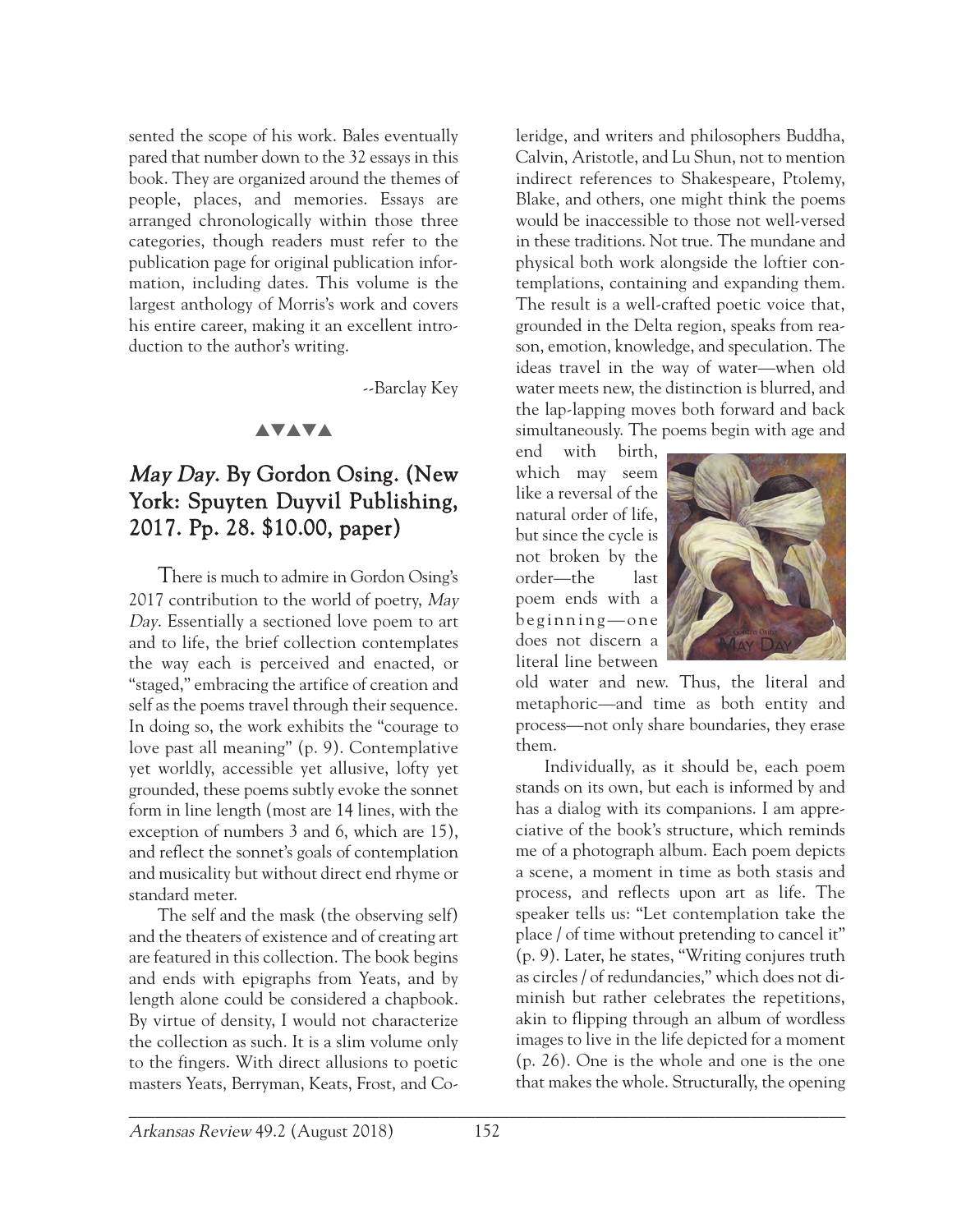sented the scope of his work. Bales eventually pared that number down to the 32 essays in this book. They are organized around the themes of people, places, and memories. Essays are arranged chronologically within those three categories, though readers must refer to the publication page for original publication information, including dates. This volume is the largest anthology of Morris's work and covers his entire career, making it an excellent introduction to the author's writing.

--Barclay Key

▲▼▲▼▲

## *May Day*. By Gordon Osing. (New York: Spuyten Duyvil Publishing, 2017. Pp. 28. $10.00, paper)

There is much to admire in Gordon Osing's 2017 contribution to the world of poetry, *May Day*. Essentially a sectioned love poem to art and to life, the brief collection contemplates the way each is perceived and enacted, or "staged," embracing the artifice of creation and self as the poems travel through their sequence. In doing so, the work exhibits the "courage to love past all meaning" (p. 9). Contemplative yet worldly, accessible yet allusive, lofty yet grounded, these poems subtly evoke the sonnet form in line length (most are 14 lines, with the exception of numbers 3 and 6, which are 15), and reflect the sonnet's goals of contemplation and musicality but without direct end rhyme or standard meter.

The self and the mask (the observing self) and the theaters of existence and of creating art are featured in this collection. The book begins and ends with epigraphs from Yeats, and by length alone could be considered a chapbook. By virtue of density, I would not characterize the collection as such. It is a slim volume only to the fingers. With direct allusions to poetic masters Yeats, Berryman, Keats, Frost, and Coleridge, and writers and philosophers Buddha, Calvin, Aristotle, and Lu Shun, not to mention indirect references to Shakespeare, Ptolemy, Blake, and others, one might think the poems would be inaccessible to those not well-versed in these traditions. Not true. The mundane and physical both work alongside the loftier contemplations, containing and expanding them. The result is a well-crafted poetic voice that, grounded in the Delta region, speaks from reason, emotion, knowledge, and speculation. The ideas travel in the way of water—when old water meets new, the distinction is blurred, and the lap-lapping moves both forward and back simultaneously. The poems begin with age and end with birth, which may seem like a reversal of the natural order of life, but since the cycle is not broken by the order—the last poem ends with a beginning—one does not discern a literal line between old water and new. Thus, the literal and metaphoric—and time as both entity and process—not only share boundaries, they erase them.

Individually, as it should be, each poem stands on its own, but each is informed by and has a dialog with its companions. I am appreciative of the book's structure, which reminds me of a photograph album. Each poem depicts a scene, a moment in time as both stasis and process, and reflects upon art as life. The speaker tells us: "Let contemplation take the place / of time without pretending to cancel it" (p. 9). Later, he states, "Writing conjures truth as circles / of redundancies," which does not diminish but rather celebrates the repetitions, akin to flipping through an album of wordless images to live in the life depicted for a moment (p. 26). One is the whole and one is the one that makes the whole. Structurally, the opening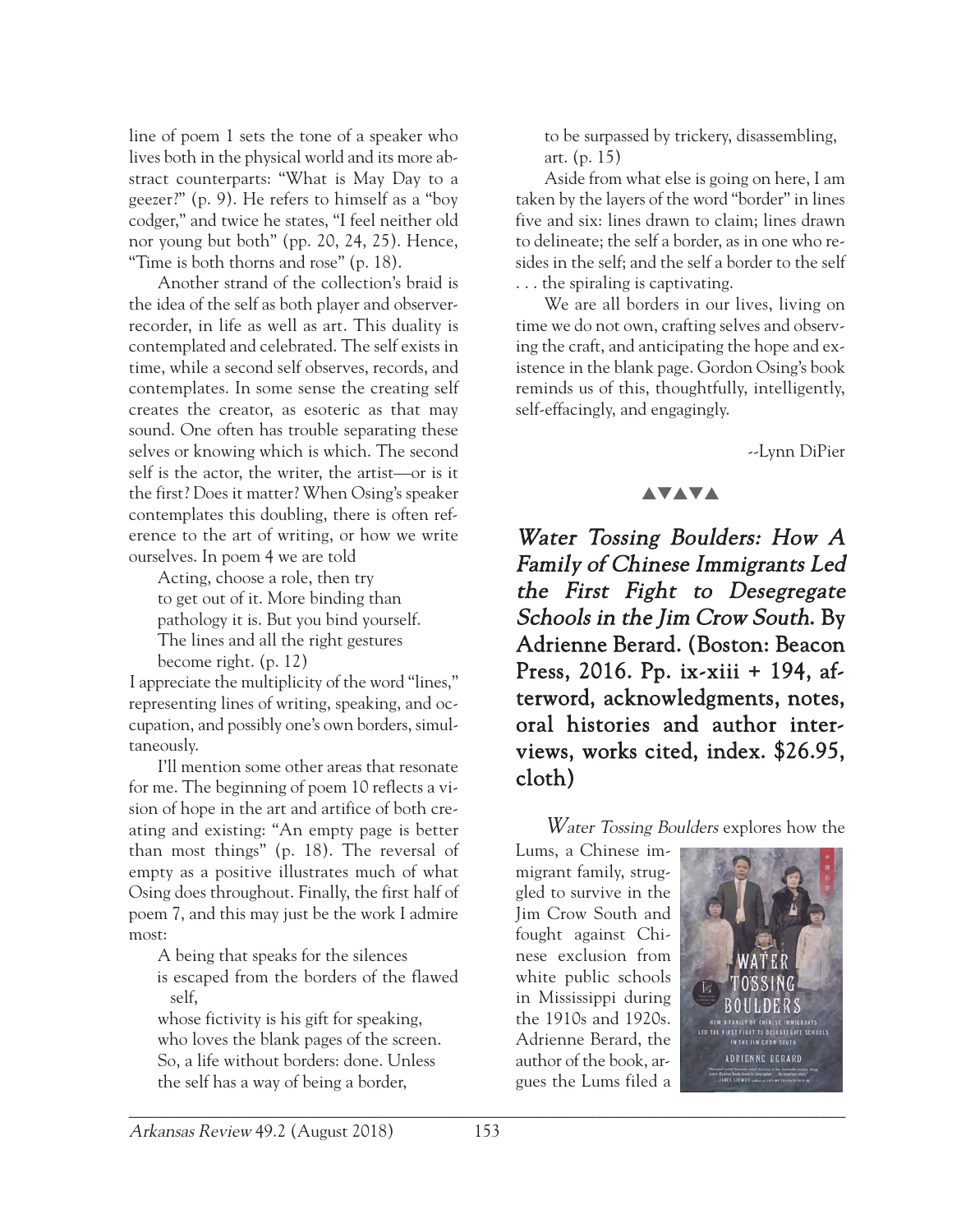line of poem 1 sets the tone of a speaker who lives both in the physical world and its more abstract counterparts: "What is May Day to a geezer?" (p. 9). He refers to himself as a "boy codger," and twice he states, "I feel neither old nor young but both" (pp. 20, 24, 25). Hence, "Time is both thorns and rose" (p. 18).

Another strand of the collection's braid is the idea of the self as both player and observer-recorder, in life as well as art. This duality is contemplated and celebrated. The self exists in time, while a second self observes, records, and contemplates. In some sense the creating self creates the creator, as esoteric as that may sound. One often has trouble separating these selves or knowing which is which. The second self is the actor, the writer, the artist—or is it the first? Does it matter? When Osing's speaker contemplates this doubling, there is often reference to the art of writing, or how we write ourselves. In poem 4 we are told

> Acting, choose a role, then try
> to get out of it. More binding than
> pathology it is. But you bind yourself.
> The lines and all the right gestures
> become right. (p. 12)

I appreciate the multiplicity of the word "lines," representing lines of writing, speaking, and occupation, and possibly one's own borders, simultaneously.

I'll mention some other areas that resonate for me. The beginning of poem 10 reflects a vision of hope in the art and artifice of both creating and existing: "An empty page is better than most things" (p. 18). The reversal of empty as a positive illustrates much of what Osing does throughout. Finally, the first half of poem 7, and this may just be the work I admire most:

> A being that speaks for the silences
> is escaped from the borders of the flawed self,
> whose fictivity is his gift for speaking,
> who loves the blank pages of the screen.
> So, a life without borders: done. Unless
> the self has a way of being a border,
> to be surpassed by trickery, disassembling,
> art. (p. 15)

Aside from what else is going on here, I am taken by the layers of the word "border" in lines five and six: lines drawn to claim; lines drawn to delineate; the self a border, as in one who resides in the self; and the self a border to the self . . . the spiraling is captivating.

We are all borders in our lives, living on time we do not own, crafting selves and observing the craft, and anticipating the hope and existence in the blank page. Gordon Osing's book reminds us of this, thoughtfully, intelligently, self-effacingly, and engagingly.

--Lynn DiPier

▲▼▲▼▲

## *Water Tossing Boulders: How A Family of Chinese Immigrants Led the First Fight to Desegregate Schools in the Jim Crow South.* By Adrienne Berard. (Boston: Beacon Press, 2016. Pp. ix-xiii + 194, afterword, acknowledgments, notes, oral histories and author interviews, works cited, index. $26.95, cloth)

*Water Tossing Boulders* explores how the Lums, a Chinese immigrant family, struggled to survive in the Jim Crow South and fought against Chinese exclusion from white public schools in Mississippi during the 1910s and 1920s. Adrienne Berard, the author of the book, argues the Lums filed a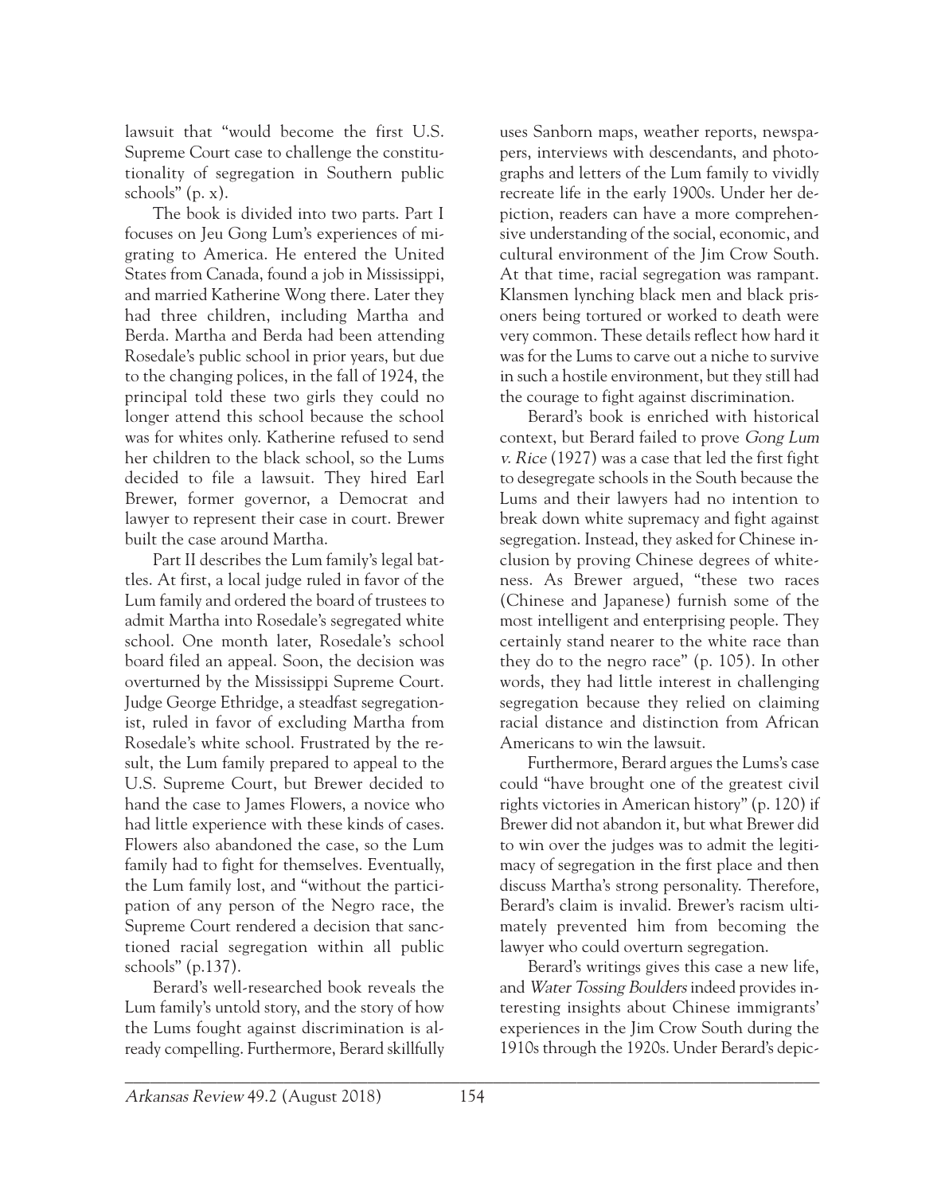lawsuit that "would become the first U.S. Supreme Court case to challenge the constitutionality of segregation in Southern public schools" (p. x).

The book is divided into two parts. Part I focuses on Jeu Gong Lum's experiences of migrating to America. He entered the United States from Canada, found a job in Mississippi, and married Katherine Wong there. Later they had three children, including Martha and Berda. Martha and Berda had been attending Rosedale's public school in prior years, but due to the changing polices, in the fall of 1924, the principal told these two girls they could no longer attend this school because the school was for whites only. Katherine refused to send her children to the black school, so the Lums decided to file a lawsuit. They hired Earl Brewer, former governor, a Democrat and lawyer to represent their case in court. Brewer built the case around Martha.

Part II describes the Lum family's legal battles. At first, a local judge ruled in favor of the Lum family and ordered the board of trustees to admit Martha into Rosedale's segregated white school. One month later, Rosedale's school board filed an appeal. Soon, the decision was overturned by the Mississippi Supreme Court. Judge George Ethridge, a steadfast segregationist, ruled in favor of excluding Martha from Rosedale's white school. Frustrated by the result, the Lum family prepared to appeal to the U.S. Supreme Court, but Brewer decided to hand the case to James Flowers, a novice who had little experience with these kinds of cases. Flowers also abandoned the case, so the Lum family had to fight for themselves. Eventually, the Lum family lost, and "without the participation of any person of the Negro race, the Supreme Court rendered a decision that sanctioned racial segregation within all public schools" (p.137).

Berard's well-researched book reveals the Lum family's untold story, and the story of how the Lums fought against discrimination is already compelling. Furthermore, Berard skillfully uses Sanborn maps, weather reports, newspapers, interviews with descendants, and photographs and letters of the Lum family to vividly recreate life in the early 1900s. Under her depiction, readers can have a more comprehensive understanding of the social, economic, and cultural environment of the Jim Crow South. At that time, racial segregation was rampant. Klansmen lynching black men and black prisoners being tortured or worked to death were very common. These details reflect how hard it was for the Lums to carve out a niche to survive in such a hostile environment, but they still had the courage to fight against discrimination.

Berard's book is enriched with historical context, but Berard failed to prove *Gong Lum v. Rice* (1927) was a case that led the first fight to desegregate schools in the South because the Lums and their lawyers had no intention to break down white supremacy and fight against segregation. Instead, they asked for Chinese inclusion by proving Chinese degrees of whiteness. As Brewer argued, "these two races (Chinese and Japanese) furnish some of the most intelligent and enterprising people. They certainly stand nearer to the white race than they do to the negro race" (p. 105). In other words, they had little interest in challenging segregation because they relied on claiming racial distance and distinction from African Americans to win the lawsuit.

Furthermore, Berard argues the Lums's case could "have brought one of the greatest civil rights victories in American history" (p. 120) if Brewer did not abandon it, but what Brewer did to win over the judges was to admit the legitimacy of segregation in the first place and then discuss Martha's strong personality. Therefore, Berard's claim is invalid. Brewer's racism ultimately prevented him from becoming the lawyer who could overturn segregation.

Berard's writings gives this case a new life, and *Water Tossing Boulders* indeed provides interesting insights about Chinese immigrants' experiences in the Jim Crow South during the 1910s through the 1920s. Under Berard's depic-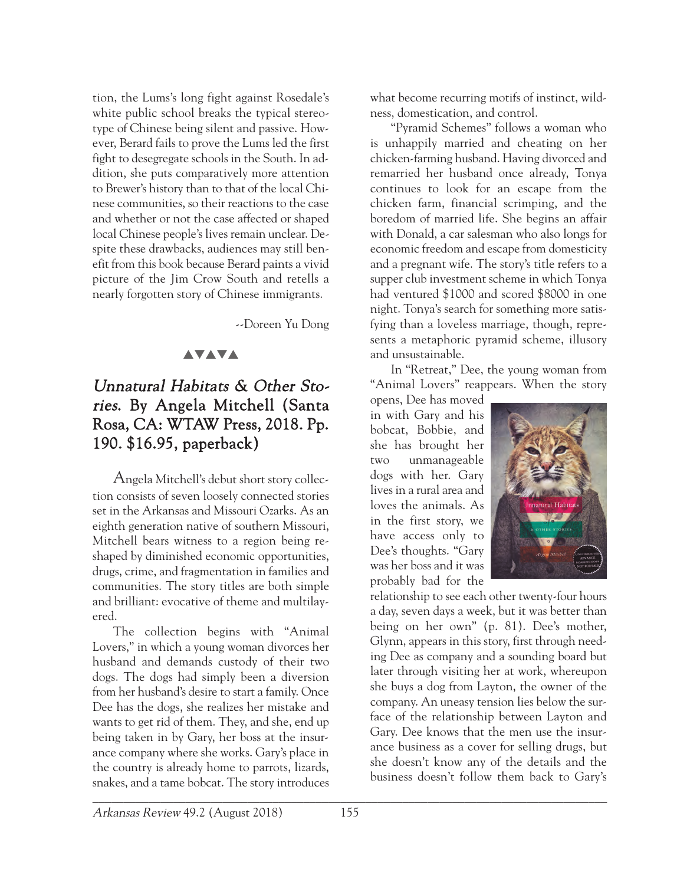tion, the Lums's long fight against Rosedale's white public school breaks the typical stereotype of Chinese being silent and passive. However, Berard fails to prove the Lums led the first fight to desegregate schools in the South. In addition, she puts comparatively more attention to Brewer's history than to that of the local Chinese communities, so their reactions to the case and whether or not the case affected or shaped local Chinese people's lives remain unclear. Despite these drawbacks, audiences may still benefit from this book because Berard paints a vivid picture of the Jim Crow South and retells a nearly forgotten story of Chinese immigrants.

--Doreen Yu Dong

▲▼▲▼▲

## *Unnatural Habitats & Other Stories.* By Angela Mitchell (Santa Rosa, CA: WTAW Press, 2018. Pp. 190. $16.95, paperback)

Angela Mitchell's debut short story collection consists of seven loosely connected stories set in the Arkansas and Missouri Ozarks. As an eighth generation native of southern Missouri, Mitchell bears witness to a region being reshaped by diminished economic opportunities, drugs, crime, and fragmentation in families and communities. The story titles are both simple and brilliant: evocative of theme and multilayered.

The collection begins with "Animal Lovers," in which a young woman divorces her husband and demands custody of their two dogs. The dogs had simply been a diversion from her husband's desire to start a family. Once Dee has the dogs, she realizes her mistake and wants to get rid of them. They, and she, end up being taken in by Gary, her boss at the insurance company where she works. Gary's place in the country is already home to parrots, lizards, snakes, and a tame bobcat. The story introduces what become recurring motifs of instinct, wildness, domestication, and control.

"Pyramid Schemes" follows a woman who is unhappily married and cheating on her chicken-farming husband. Having divorced and remarried her husband once already, Tonya continues to look for an escape from the chicken farm, financial scrimping, and the boredom of married life. She begins an affair with Donald, a car salesman who also longs for economic freedom and escape from domesticity and a pregnant wife. The story's title refers to a supper club investment scheme in which Tonya had ventured $1000 and scored $8000 in one night. Tonya's search for something more satisfying than a loveless marriage, though, represents a metaphoric pyramid scheme, illusory and unsustainable.

In "Retreat," Dee, the young woman from "Animal Lovers" reappears. When the story opens, Dee has moved in with Gary and his bobcat, Bobbie, and she has brought her two unmanageable dogs with her. Gary lives in a rural area and loves the animals. As in the first story, we have access only to Dee's thoughts. "Gary was her boss and it was probably bad for the relationship to see each other twenty-four hours a day, seven days a week, but it was better than being on her own" (p. 81). Dee's mother, Glynn, appears in this story, first through needing Dee as company and a sounding board but later through visiting her at work, whereupon she buys a dog from Layton, the owner of the company. An uneasy tension lies below the surface of the relationship between Layton and Gary. Dee knows that the men use the insurance business as a cover for selling drugs, but she doesn't know any of the details and the business doesn't follow them back to Gary's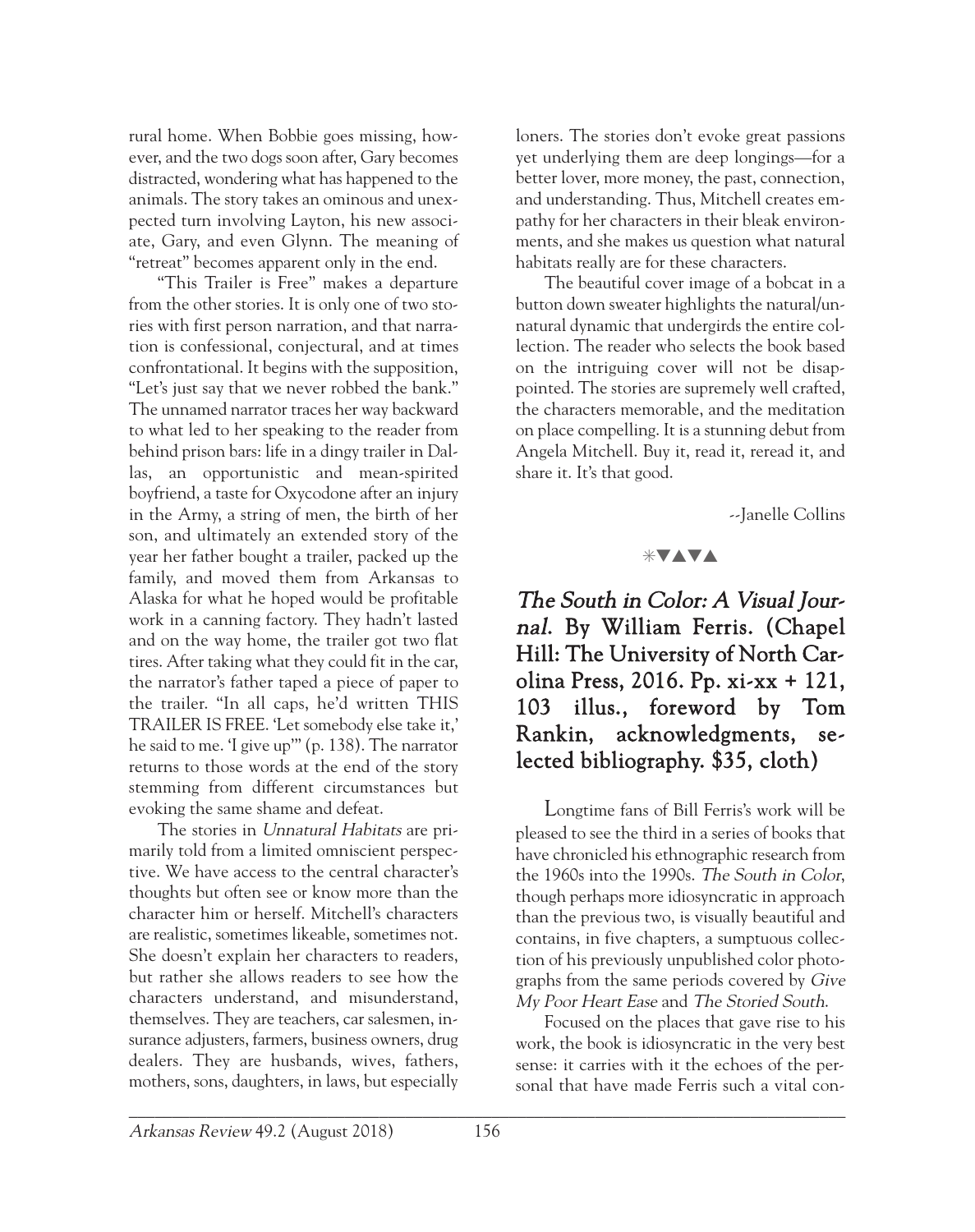rural home. When Bobbie goes missing, however, and the two dogs soon after, Gary becomes distracted, wondering what has happened to the animals. The story takes an ominous and unexpected turn involving Layton, his new associate, Gary, and even Glynn. The meaning of "retreat" becomes apparent only in the end.

"This Trailer is Free" makes a departure from the other stories. It is only one of two stories with first person narration, and that narration is confessional, conjectural, and at times confrontational. It begins with the supposition, "Let's just say that we never robbed the bank." The unnamed narrator traces her way backward to what led to her speaking to the reader from behind prison bars: life in a dingy trailer in Dallas, an opportunistic and mean-spirited boyfriend, a taste for Oxycodone after an injury in the Army, a string of men, the birth of her son, and ultimately an extended story of the year her father bought a trailer, packed up the family, and moved them from Arkansas to Alaska for what he hoped would be profitable work in a canning factory. They hadn't lasted and on the way home, the trailer got two flat tires. After taking what they could fit in the car, the narrator's father taped a piece of paper to the trailer. "In all caps, he'd written THIS TRAILER IS FREE. 'Let somebody else take it,' he said to me. 'I give up'" (p. 138). The narrator returns to those words at the end of the story stemming from different circumstances but evoking the same shame and defeat.

The stories in *Unnatural Habitats* are primarily told from a limited omniscient perspective. We have access to the central character's thoughts but often see or know more than the character him or herself. Mitchell's characters are realistic, sometimes likeable, sometimes not. She doesn't explain her characters to readers, but rather she allows readers to see how the characters understand, and misunderstand, themselves. They are teachers, car salesmen, insurance adjusters, farmers, business owners, drug dealers. They are husbands, wives, fathers, mothers, sons, daughters, in laws, but especially loners. The stories don't evoke great passions yet underlying them are deep longings—for a better lover, more money, the past, connection, and understanding. Thus, Mitchell creates empathy for her characters in their bleak environments, and she makes us question what natural habitats really are for these characters.

The beautiful cover image of a bobcat in a button down sweater highlights the natural/unnatural dynamic that undergirds the entire collection. The reader who selects the book based on the intriguing cover will not be disappointed. The stories are supremely well crafted, the characters memorable, and the meditation on place compelling. It is a stunning debut from Angela Mitchell. Buy it, read it, reread it, and share it. It's that good.

--Janelle Collins

✳▼▲▼▲

## *The South in Color: A Visual Journal.* By William Ferris. (Chapel Hill: The University of North Carolina Press, 2016. Pp. xi-xx + 121, 103 illus., foreword by Tom Rankin, acknowledgments, selected bibliography. $35, cloth)

Longtime fans of Bill Ferris's work will be pleased to see the third in a series of books that have chronicled his ethnographic research from the 1960s into the 1990s. *The South in Color*, though perhaps more idiosyncratic in approach than the previous two, is visually beautiful and contains, in five chapters, a sumptuous collection of his previously unpublished color photographs from the same periods covered by *Give My Poor Heart Ease* and *The Storied South*.

Focused on the places that gave rise to his work, the book is idiosyncratic in the very best sense: it carries with it the echoes of the personal that have made Ferris such a vital con-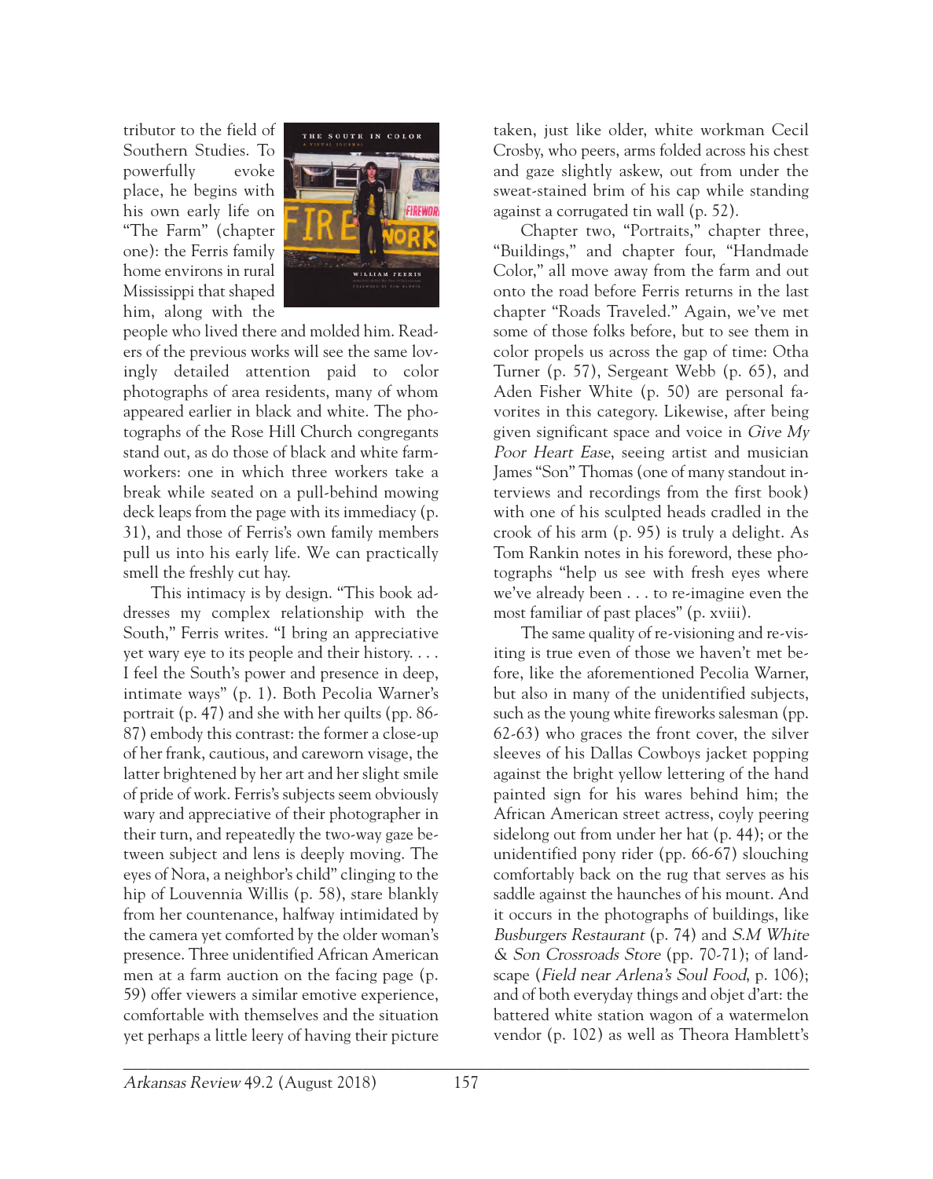tributor to the field of Southern Studies. To powerfully evoke place, he begins with his own early life on "The Farm" (chapter one): the Ferris family home environs in rural Mississippi that shaped him, along with the people who lived there and molded him. Readers of the previous works will see the same lovingly detailed attention paid to color photographs of area residents, many of whom appeared earlier in black and white. The photographs of the Rose Hill Church congregants stand out, as do those of black and white farmworkers: one in which three workers take a break while seated on a pull-behind mowing deck leaps from the page with its immediacy (p. 31), and those of Ferris's own family members pull us into his early life. We can practically smell the freshly cut hay.

This intimacy is by design. "This book addresses my complex relationship with the South," Ferris writes. "I bring an appreciative yet wary eye to its people and their history. . . . I feel the South's power and presence in deep, intimate ways" (p. 1). Both Pecolia Warner's portrait (p. 47) and she with her quilts (pp. 86-87) embody this contrast: the former a close-up of her frank, cautious, and careworn visage, the latter brightened by her art and her slight smile of pride of work. Ferris's subjects seem obviously wary and appreciative of their photographer in their turn, and repeatedly the two-way gaze between subject and lens is deeply moving. The eyes of Nora, a neighbor's child" clinging to the hip of Louvennia Willis (p. 58), stare blankly from her countenance, halfway intimidated by the camera yet comforted by the older woman's presence. Three unidentified African American men at a farm auction on the facing page (p. 59) offer viewers a similar emotive experience, comfortable with themselves and the situation yet perhaps a little leery of having their picture taken, just like older, white workman Cecil Crosby, who peers, arms folded across his chest and gaze slightly askew, out from under the sweat-stained brim of his cap while standing against a corrugated tin wall (p. 52).

Chapter two, "Portraits," chapter three, "Buildings," and chapter four, "Handmade Color," all move away from the farm and out onto the road before Ferris returns in the last chapter "Roads Traveled." Again, we've met some of those folks before, but to see them in color propels us across the gap of time: Otha Turner (p. 57), Sergeant Webb (p. 65), and Aden Fisher White (p. 50) are personal favorites in this category. Likewise, after being given significant space and voice in *Give My Poor Heart Ease*, seeing artist and musician James "Son" Thomas (one of many standout interviews and recordings from the first book) with one of his sculpted heads cradled in the crook of his arm (p. 95) is truly a delight. As Tom Rankin notes in his foreword, these photographs "help us see with fresh eyes where we've already been . . . to re-imagine even the most familiar of past places" (p. xviii).

The same quality of re-visioning and re-visiting is true even of those we haven't met before, like the aforementioned Pecolia Warner, but also in many of the unidentified subjects, such as the young white fireworks salesman (pp. 62-63) who graces the front cover, the silver sleeves of his Dallas Cowboys jacket popping against the bright yellow lettering of the hand painted sign for his wares behind him; the African American street actress, coyly peering sidelong out from under her hat (p. 44); or the unidentified pony rider (pp. 66-67) slouching comfortably back on the rug that serves as his saddle against the haunches of his mount. And it occurs in the photographs of buildings, like *Busburgers Restaurant* (p. 74) and *S.M White & Son Crossroads Store* (pp. 70-71); of landscape (*Field near Arlena's Soul Food*, p. 106); and of both everyday things and objet d'art: the battered white station wagon of a watermelon vendor (p. 102) as well as Theora Hamblett's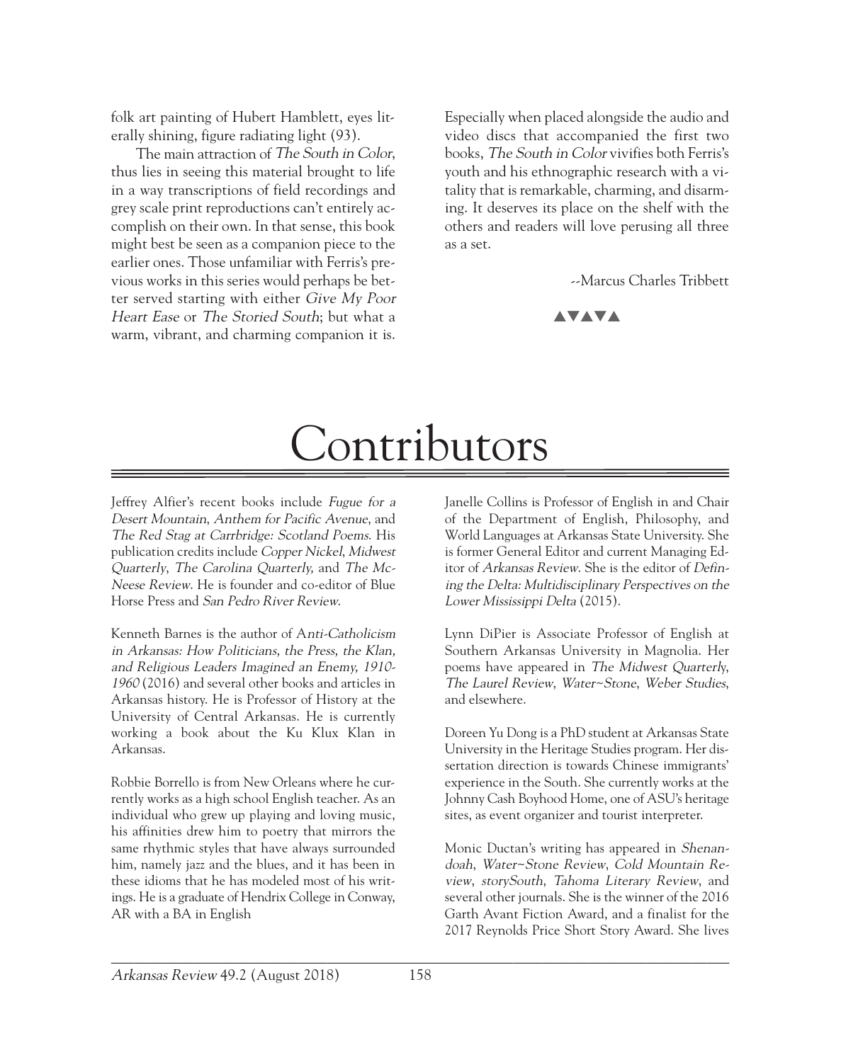folk art painting of Hubert Hamblett, eyes literally shining, figure radiating light (93).

The main attraction of *The South in Color*, thus lies in seeing this material brought to life in a way transcriptions of field recordings and grey scale print reproductions can't entirely accomplish on their own. In that sense, this book might best be seen as a companion piece to the earlier ones. Those unfamiliar with Ferris's previous works in this series would perhaps be better served starting with either *Give My Poor Heart Ease* or *The Storied South*; but what a warm, vibrant, and charming companion it is. Especially when placed alongside the audio and video discs that accompanied the first two books, *The South in Color* vivifies both Ferris's youth and his ethnographic research with a vitality that is remarkable, charming, and disarming. It deserves its place on the shelf with the others and readers will love perusing all three as a set.

--Marcus Charles Tribbett

▲▼▲▼▲

# Contributors

Jeffrey Alfier's recent books include *Fugue for a Desert Mountain*, *Anthem for Pacific Avenue*, and *The Red Stag at Carrbridge: Scotland Poems*. His publication credits include *Copper Nickel*, *Midwest Quarterly*, *The Carolina Quarterly,* and *The McNeese Review*. He is founder and co-editor of Blue Horse Press and *San Pedro River Review*.

Kenneth Barnes is the author of A*nti-Catholicism in Arkansas: How Politicians, the Press, the Klan, and Religious Leaders Imagined an Enemy, 1910-1960* (2016) and several other books and articles in Arkansas history. He is Professor of History at the University of Central Arkansas. He is currently working a book about the Ku Klux Klan in Arkansas.

Robbie Borrello is from New Orleans where he currently works as a high school English teacher. As an individual who grew up playing and loving music, his affinities drew him to poetry that mirrors the same rhythmic styles that have always surrounded him, namely jazz and the blues, and it has been in these idioms that he has modeled most of his writings. He is a graduate of Hendrix College in Conway, AR with a BA in English

Janelle Collins is Professor of English in and Chair of the Department of English, Philosophy, and World Languages at Arkansas State University. She is former General Editor and current Managing Editor of *Arkansas Review*. She is the editor of *Defining the Delta: Multidisciplinary Perspectives on the Lower Mississippi Delta* (2015).

Lynn DiPier is Associate Professor of English at Southern Arkansas University in Magnolia. Her poems have appeared in *The Midwest Quarterly*, *The Laurel Review*, *Water~Stone*, *Weber Studies*, and elsewhere.

Doreen Yu Dong is a PhD student at Arkansas State University in the Heritage Studies program. Her dissertation direction is towards Chinese immigrants' experience in the South. She currently works at the Johnny Cash Boyhood Home, one of ASU's heritage sites, as event organizer and tourist interpreter.

Monic Ductan's writing has appeared in *Shenandoah*, *Water~Stone Review*, *Cold Mountain Review*, *storySouth*, *Tahoma Literary Review*, and several other journals. She is the winner of the 2016 Garth Avant Fiction Award, and a finalist for the 2017 Reynolds Price Short Story Award. She lives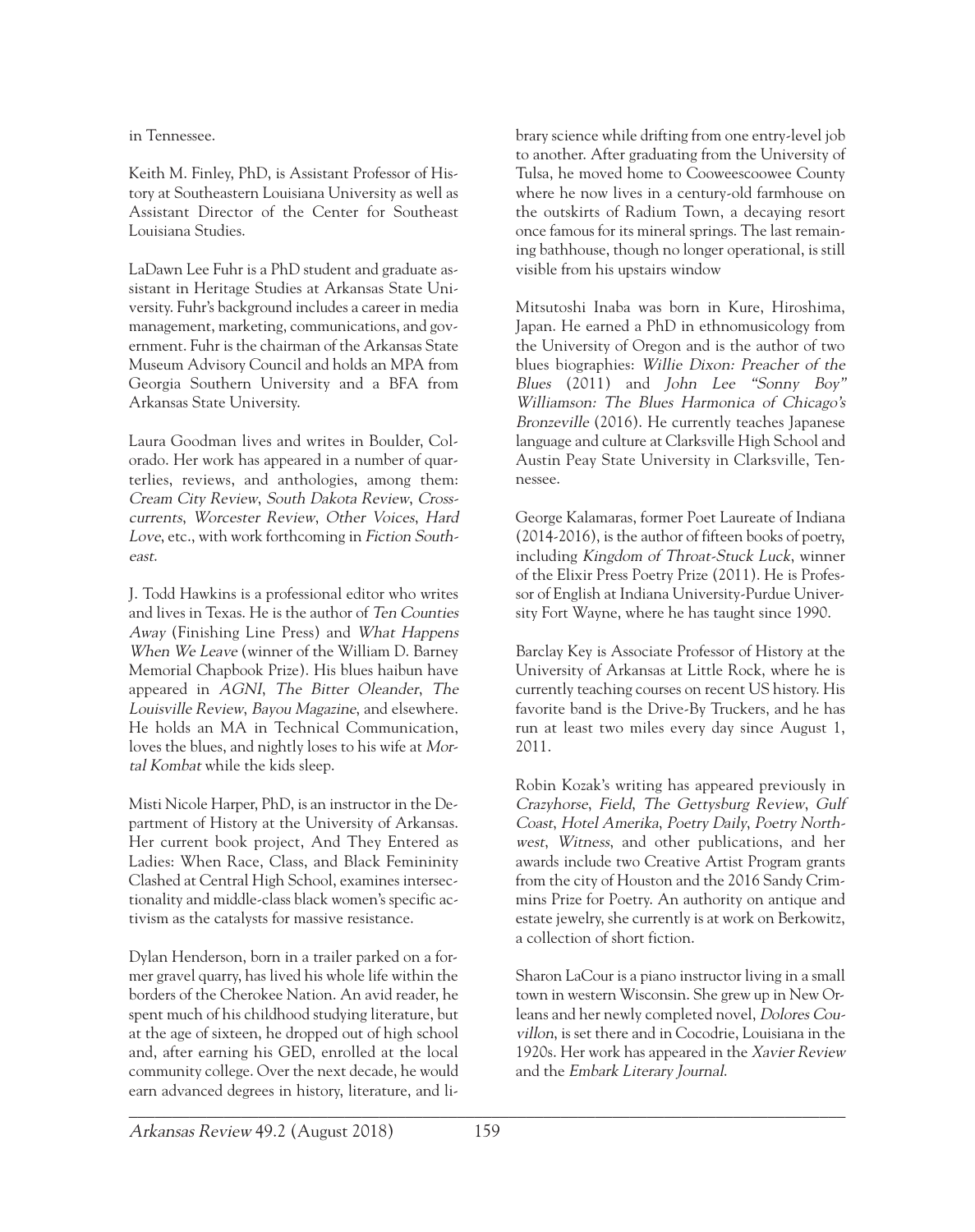in Tennessee.

Keith M. Finley, PhD, is Assistant Professor of History at Southeastern Louisiana University as well as Assistant Director of the Center for Southeast Louisiana Studies.

LaDawn Lee Fuhr is a PhD student and graduate assistant in Heritage Studies at Arkansas State University. Fuhr's background includes a career in media management, marketing, communications, and government. Fuhr is the chairman of the Arkansas State Museum Advisory Council and holds an MPA from Georgia Southern University and a BFA from Arkansas State University.

Laura Goodman lives and writes in Boulder, Colorado. Her work has appeared in a number of quarterlies, reviews, and anthologies, among them: *Cream City Review*, *South Dakota Review*, *Crosscurrents*, *Worcester Review*, *Other Voices*, *Hard Love*, etc., with work forthcoming in *Fiction Southeast*.

J. Todd Hawkins is a professional editor who writes and lives in Texas. He is the author of *Ten Counties Away* (Finishing Line Press) and *What Happens When We Leave* (winner of the William D. Barney Memorial Chapbook Prize). His blues haibun have appeared in *AGNI*, *The Bitter Oleander*, *The Louisville Review*, *Bayou Magazine*, and elsewhere. He holds an MA in Technical Communication, loves the blues, and nightly loses to his wife at *Mortal Kombat* while the kids sleep.

Misti Nicole Harper, PhD, is an instructor in the Department of History at the University of Arkansas. Her current book project, And They Entered as Ladies: When Race, Class, and Black Femininity Clashed at Central High School, examines intersectionality and middle-class black women's specific activism as the catalysts for massive resistance.

Dylan Henderson, born in a trailer parked on a former gravel quarry, has lived his whole life within the borders of the Cherokee Nation. An avid reader, he spent much of his childhood studying literature, but at the age of sixteen, he dropped out of high school and, after earning his GED, enrolled at the local community college. Over the next decade, he would earn advanced degrees in history, literature, and library science while drifting from one entry-level job to another. After graduating from the University of Tulsa, he moved home to Cooweescoowee County where he now lives in a century-old farmhouse on the outskirts of Radium Town, a decaying resort once famous for its mineral springs. The last remaining bathhouse, though no longer operational, is still visible from his upstairs window

Mitsutoshi Inaba was born in Kure, Hiroshima, Japan. He earned a PhD in ethnomusicology from the University of Oregon and is the author of two blues biographies: *Willie Dixon: Preacher of the Blues* (2011) and *John Lee "Sonny Boy" Williamson: The Blues Harmonica of Chicago's Bronzeville* (2016). He currently teaches Japanese language and culture at Clarksville High School and Austin Peay State University in Clarksville, Tennessee.

George Kalamaras, former Poet Laureate of Indiana (2014-2016), is the author of fifteen books of poetry, including *Kingdom of Throat-Stuck Luck*, winner of the Elixir Press Poetry Prize (2011). He is Professor of English at Indiana University-Purdue University Fort Wayne, where he has taught since 1990.

Barclay Key is Associate Professor of History at the University of Arkansas at Little Rock, where he is currently teaching courses on recent US history. His favorite band is the Drive-By Truckers, and he has run at least two miles every day since August 1, 2011.

Robin Kozak's writing has appeared previously in *Crazyhorse*, *Field*, *The Gettysburg Review*, *Gulf Coast*, *Hotel Amerika*, *Poetry Daily*, *Poetry Northwest*, *Witness*, and other publications, and her awards include two Creative Artist Program grants from the city of Houston and the 2016 Sandy Crimmins Prize for Poetry. An authority on antique and estate jewelry, she currently is at work on Berkowitz, a collection of short fiction.

Sharon LaCour is a piano instructor living in a small town in western Wisconsin. She grew up in New Orleans and her newly completed novel, *Dolores Couvillon*, is set there and in Cocodrie, Louisiana in the 1920s. Her work has appeared in the *Xavier Review* and the *Embark Literary Journal*.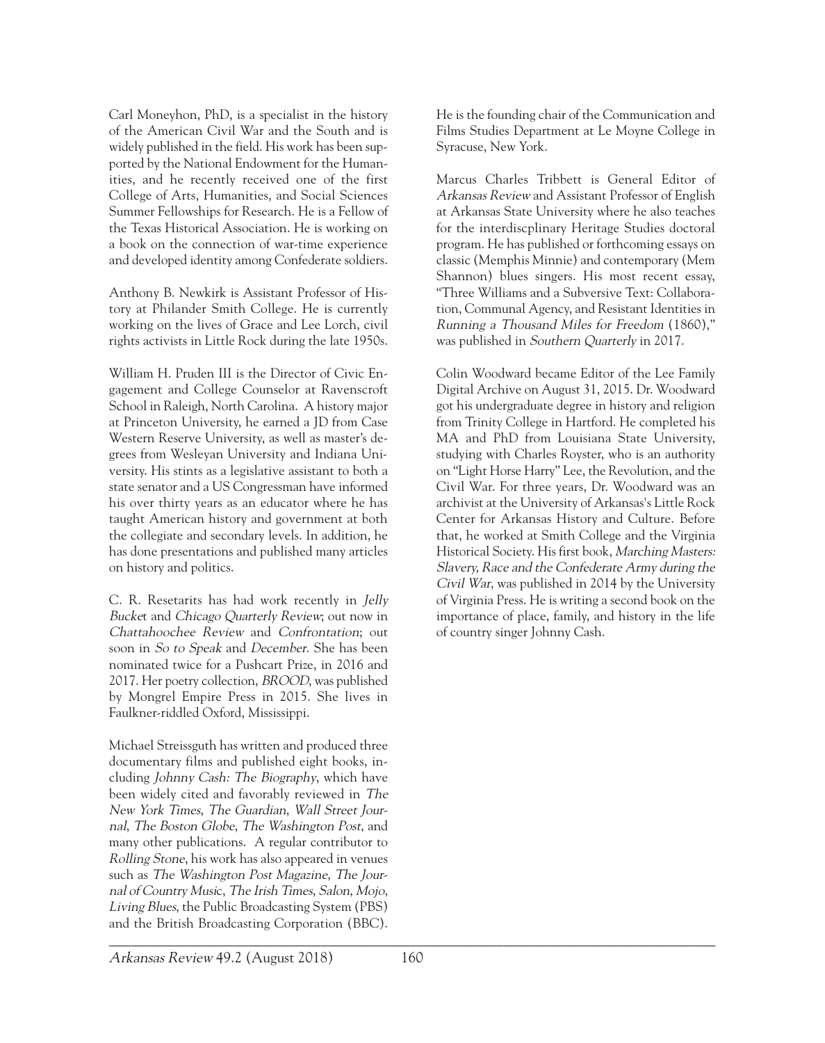Carl Moneyhon, PhD, is a specialist in the history of the American Civil War and the South and is widely published in the field. His work has been supported by the National Endowment for the Humanities, and he recently received one of the first College of Arts, Humanities, and Social Sciences Summer Fellowships for Research. He is a Fellow of the Texas Historical Association. He is working on a book on the connection of war-time experience and developed identity among Confederate soldiers.

Anthony B. Newkirk is Assistant Professor of History at Philander Smith College. He is currently working on the lives of Grace and Lee Lorch, civil rights activists in Little Rock during the late 1950s.

William H. Pruden III is the Director of Civic Engagement and College Counselor at Ravenscroft School in Raleigh, North Carolina. A history major at Princeton University, he earned a JD from Case Western Reserve University, as well as master's degrees from Wesleyan University and Indiana University. His stints as a legislative assistant to both a state senator and a US Congressman have informed his over thirty years as an educator where he has taught American history and government at both the collegiate and secondary levels. In addition, he has done presentations and published many articles on history and politics.

C. R. Resetarits has had work recently in *Jelly Bucket* and *Chicago Quarterly Review*; out now in *Chattahoochee Review* and *Confrontation*; out soon in *So to Speak* and *December*. She has been nominated twice for a Pushcart Prize, in 2016 and 2017. Her poetry collection, *BROOD*, was published by Mongrel Empire Press in 2015. She lives in Faulkner-riddled Oxford, Mississippi.

Michael Streissguth has written and produced three documentary films and published eight books, including *Johnny Cash: The Biography*, which have been widely cited and favorably reviewed in *The New York Times*, *The Guardian*, *Wall Street Journal*, *The Boston Globe*, *The Washington Post*, and many other publications. A regular contributor to *Rolling Stone*, his work has also appeared in venues such as *The Washington Post Magazine*, *The Journal of Country Music*, *The Irish Times*, *Salon*, *Mojo*, *Living Blues*, the Public Broadcasting System (PBS) and the British Broadcasting Corporation (BBC). He is the founding chair of the Communication and Films Studies Department at Le Moyne College in Syracuse, New York.

Marcus Charles Tribbett is General Editor of *Arkansas Review* and Assistant Professor of English at Arkansas State University where he also teaches for the interdiscplinary Heritage Studies doctoral program. He has published or forthcoming essays on classic (Memphis Minnie) and contemporary (Mem Shannon) blues singers. His most recent essay, "Three Williams and a Subversive Text: Collaboration, Communal Agency, and Resistant Identities in *Running a Thousand Miles for Freedom* (1860)," was published in *Southern Quarterly* in 2017.

Colin Woodward became Editor of the Lee Family Digital Archive on August 31, 2015. Dr. Woodward got his undergraduate degree in history and religion from Trinity College in Hartford. He completed his MA and PhD from Louisiana State University, studying with Charles Royster, who is an authority on "Light Horse Harry" Lee, the Revolution, and the Civil War. For three years, Dr. Woodward was an archivist at the University of Arkansas's Little Rock Center for Arkansas History and Culture. Before that, he worked at Smith College and the Virginia Historical Society. His first book, *Marching Masters: Slavery, Race and the Confederate Army during the Civil War*, was published in 2014 by the University of Virginia Press. He is writing a second book on the importance of place, family, and history in the life of country singer Johnny Cash.